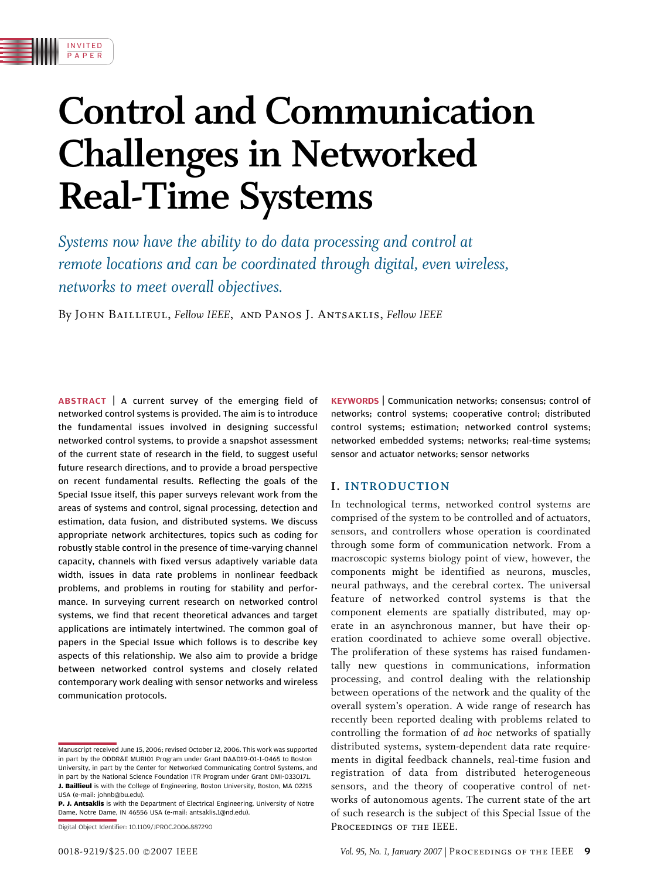INVITED PAPER

# Control and Communication Challenges in Networked Real-Time Systems

*Systems now have the ability to do data processing and control at remote locations and can be coordinated through digital, even wireless, networks to meet overall objectives.*

By John Baillieul, *Fellow IEEE*, and Panos J. Antsaklis, *Fellow IEEE*

**ABSTRACT** | A current survey of the emerging field of networked control systems is provided. The aim is to introduce the fundamental issues involved in designing successful networked control systems, to provide a snapshot assessment of the current state of research in the field, to suggest useful future research directions, and to provide a broad perspective on recent fundamental results. Reflecting the goals of the Special Issue itself, this paper surveys relevant work from the areas of systems and control, signal processing, detection and estimation, data fusion, and distributed systems. We discuss appropriate network architectures, topics such as coding for robustly stable control in the presence of time-varying channel capacity, channels with fixed versus adaptively variable data width, issues in data rate problems in nonlinear feedback problems, and problems in routing for stability and performance. In surveying current research on networked control systems, we find that recent theoretical advances and target applications are intimately intertwined. The common goal of papers in the Special Issue which follows is to describe key aspects of this relationship. We also aim to provide a bridge between networked control systems and closely related contemporary work dealing with sensor networks and wireless communication protocols.

**KEYWORDS** | Communication networks; consensus; control of networks; control systems; cooperative control; distributed control systems; estimation; networked control systems; networked embedded systems; networks; real-time systems; sensor and actuator networks; sensor networks

## I. INTRODUCTION

In technological terms, networked control systems are comprised of the system to be controlled and of actuators, sensors, and controllers whose operation is coordinated through some form of communication network. From a macroscopic systems biology point of view, however, the components might be identified as neurons, muscles, neural pathways, and the cerebral cortex. The universal feature of networked control systems is that the component elements are spatially distributed, may operate in an asynchronous manner, but have their operation coordinated to achieve some overall objective. The proliferation of these systems has raised fundamentally new questions in communications, information processing, and control dealing with the relationship between operations of the network and the quality of the overall system's operation. A wide range of research has recently been reported dealing with problems related to controlling the formation of *ad hoc* networks of spatially distributed systems, system-dependent data rate requirements in digital feedback channels, real-time fusion and registration of data from distributed heterogeneous sensors, and the theory of cooperative control of networks of autonomous agents. The current state of the art of such research is the subject of this Special Issue of the Proceedings of the IEEE.

Manuscript received June 15, 2006; revised October 12, 2006. This work was supported in part by the ODDR&E MURI01 Program under Grant DAAD19-01-1-0465 to Boston University, in part by the Center for Networked Communicating Control Systems, and in part by the National Science Foundation ITR Program under Grant DMI-0330171.
**J. Baillieul** is with the College of Engineering, Boston University, Boston, MA 02215 USA (e-mail: johnb@bu.edu).
**P. J. Antsaklis** is with the Department of Electrical Engineering, University of Notre Dame, Notre Dame, IN 46556 USA (e-mail: antsaklis.1@nd.edu).

Digital Object Identifier: 10.1109/JPROC.2006.887290

0018-9219/$25.00 ©2007 IEEE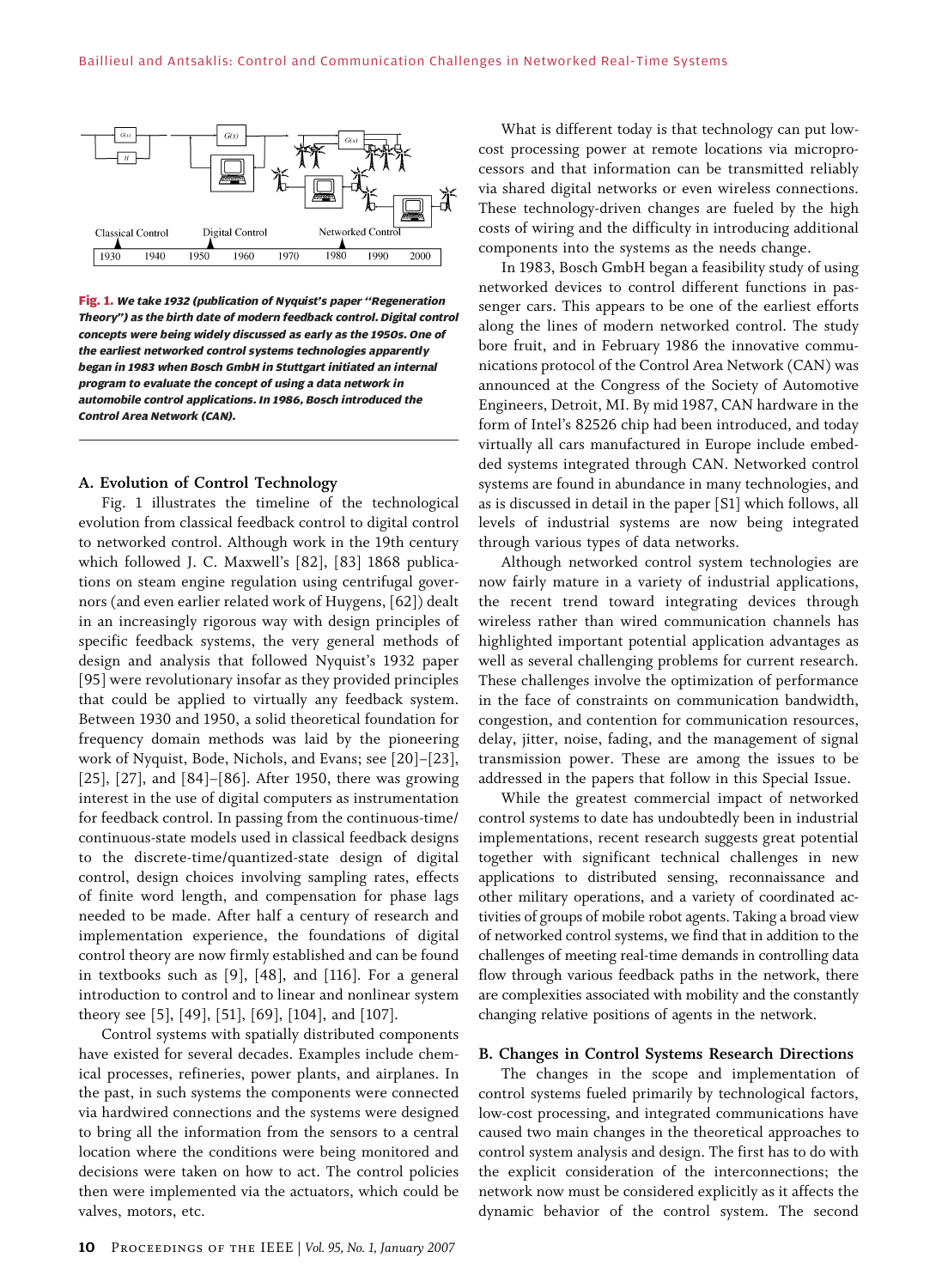Classical Control    Digital Control    Networked Control

1930 1940 1950 1960 1970 1980 1990 2000

**Fig. 1.** *We take 1932 (publication of Nyquist's paper "Regeneration Theory") as the birth date of modern feedback control. Digital control concepts were being widely discussed as early as the 1950s. One of the earliest networked control systems technologies apparently began in 1983 when Bosch GmbH in Stuttgart initiated an internal program to evaluate the concept of using a data network in automobile control applications. In 1986, Bosch introduced the Control Area Network (CAN).*

### A. Evolution of Control Technology

Fig. 1 illustrates the timeline of the technological evolution from classical feedback control to digital control to networked control. Although work in the 19th century which followed J. C. Maxwell's [82], [83] 1868 publications on steam engine regulation using centrifugal governors (and even earlier related work of Huygens, [62]) dealt in an increasingly rigorous way with design principles of specific feedback systems, the very general methods of design and analysis that followed Nyquist's 1932 paper [95] were revolutionary insofar as they provided principles that could be applied to virtually any feedback system. Between 1930 and 1950, a solid theoretical foundation for frequency domain methods was laid by the pioneering work of Nyquist, Bode, Nichols, and Evans; see [20]–[23], [25], [27], and [84]–[86]. After 1950, there was growing interest in the use of digital computers as instrumentation for feedback control. In passing from the continuous-time/continuous-state models used in classical feedback designs to the discrete-time/quantized-state design of digital control, design choices involving sampling rates, effects of finite word length, and compensation for phase lags needed to be made. After half a century of research and implementation experience, the foundations of digital control theory are now firmly established and can be found in textbooks such as [9], [48], and [116]. For a general introduction to control and to linear and nonlinear system theory see [5], [49], [51], [69], [104], and [107].

Control systems with spatially distributed components have existed for several decades. Examples include chemical processes, refineries, power plants, and airplanes. In the past, in such systems the components were connected via hardwired connections and the systems were designed to bring all the information from the sensors to a central location where the conditions were being monitored and decisions were taken on how to act. The control policies then were implemented via the actuators, which could be valves, motors, etc.

What is different today is that technology can put low-cost processing power at remote locations via microprocessors and that information can be transmitted reliably via shared digital networks or even wireless connections. These technology-driven changes are fueled by the high costs of wiring and the difficulty in introducing additional components into the systems as the needs change.

In 1983, Bosch GmbH began a feasibility study of using networked devices to control different functions in passenger cars. This appears to be one of the earliest efforts along the lines of modern networked control. The study bore fruit, and in February 1986 the innovative communications protocol of the Control Area Network (CAN) was announced at the Congress of the Society of Automotive Engineers, Detroit, MI. By mid 1987, CAN hardware in the form of Intel's 82526 chip had been introduced, and today virtually all cars manufactured in Europe include embedded systems integrated through CAN. Networked control systems are found in abundance in many technologies, and as is discussed in detail in the paper [S1] which follows, all levels of industrial systems are now being integrated through various types of data networks.

Although networked control system technologies are now fairly mature in a variety of industrial applications, the recent trend toward integrating devices through wireless rather than wired communication channels has highlighted important potential application advantages as well as several challenging problems for current research. These challenges involve the optimization of performance in the face of constraints on communication bandwidth, congestion, and contention for communication resources, delay, jitter, noise, fading, and the management of signal transmission power. These are among the issues to be addressed in the papers that follow in this Special Issue.

While the greatest commercial impact of networked control systems to date has undoubtedly been in industrial implementations, recent research suggests great potential together with significant technical challenges in new applications to distributed sensing, reconnaissance and other military operations, and a variety of coordinated activities of groups of mobile robot agents. Taking a broad view of networked control systems, we find that in addition to the challenges of meeting real-time demands in controlling data flow through various feedback paths in the network, there are complexities associated with mobility and the constantly changing relative positions of agents in the network.

### B. Changes in Control Systems Research Directions

The changes in the scope and implementation of control systems fueled primarily by technological factors, low-cost processing, and integrated communications have caused two main changes in the theoretical approaches to control system analysis and design. The first has to do with the explicit consideration of the interconnections; the network now must be considered explicitly as it affects the dynamic behavior of the control system. The second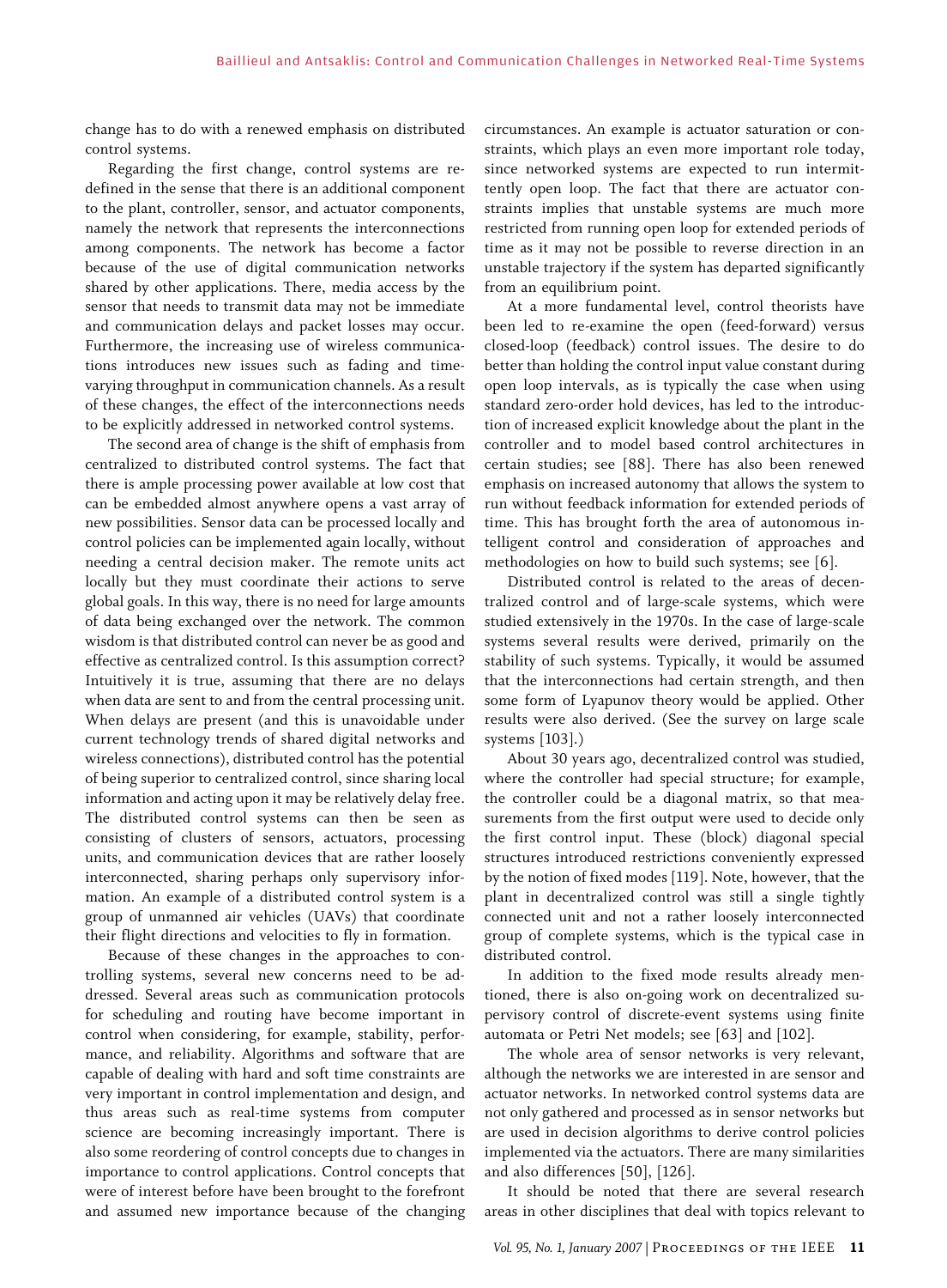change has to do with a renewed emphasis on distributed control systems.

Regarding the first change, control systems are redefined in the sense that there is an additional component to the plant, controller, sensor, and actuator components, namely the network that represents the interconnections among components. The network has become a factor because of the use of digital communication networks shared by other applications. There, media access by the sensor that needs to transmit data may not be immediate and communication delays and packet losses may occur. Furthermore, the increasing use of wireless communications introduces new issues such as fading and time-varying throughput in communication channels. As a result of these changes, the effect of the interconnections needs to be explicitly addressed in networked control systems.

The second area of change is the shift of emphasis from centralized to distributed control systems. The fact that there is ample processing power available at low cost that can be embedded almost anywhere opens a vast array of new possibilities. Sensor data can be processed locally and control policies can be implemented again locally, without needing a central decision maker. The remote units act locally but they must coordinate their actions to serve global goals. In this way, there is no need for large amounts of data being exchanged over the network. The common wisdom is that distributed control can never be as good and effective as centralized control. Is this assumption correct? Intuitively it is true, assuming that there are no delays when data are sent to and from the central processing unit. When delays are present (and this is unavoidable under current technology trends of shared digital networks and wireless connections), distributed control has the potential of being superior to centralized control, since sharing local information and acting upon it may be relatively delay free. The distributed control systems can then be seen as consisting of clusters of sensors, actuators, processing units, and communication devices that are rather loosely interconnected, sharing perhaps only supervisory information. An example of a distributed control system is a group of unmanned air vehicles (UAVs) that coordinate their flight directions and velocities to fly in formation.

Because of these changes in the approaches to controlling systems, several new concerns need to be addressed. Several areas such as communication protocols for scheduling and routing have become important in control when considering, for example, stability, performance, and reliability. Algorithms and software that are capable of dealing with hard and soft time constraints are very important in control implementation and design, and thus areas such as real-time systems from computer science are becoming increasingly important. There is also some reordering of control concepts due to changes in importance to control applications. Control concepts that were of interest before have been brought to the forefront and assumed new importance because of the changing circumstances. An example is actuator saturation or constraints, which plays an even more important role today, since networked systems are expected to run intermittently open loop. The fact that there are actuator constraints implies that unstable systems are much more restricted from running open loop for extended periods of time as it may not be possible to reverse direction in an unstable trajectory if the system has departed significantly from an equilibrium point.

At a more fundamental level, control theorists have been led to re-examine the open (feed-forward) versus closed-loop (feedback) control issues. The desire to do better than holding the control input value constant during open loop intervals, as is typically the case when using standard zero-order hold devices, has led to the introduction of increased explicit knowledge about the plant in the controller and to model based control architectures in certain studies; see [88]. There has also been renewed emphasis on increased autonomy that allows the system to run without feedback information for extended periods of time. This has brought forth the area of autonomous intelligent control and consideration of approaches and methodologies on how to build such systems; see [6].

Distributed control is related to the areas of decentralized control and of large-scale systems, which were studied extensively in the 1970s. In the case of large-scale systems several results were derived, primarily on the stability of such systems. Typically, it would be assumed that the interconnections had certain strength, and then some form of Lyapunov theory would be applied. Other results were also derived. (See the survey on large scale systems [103].)

About 30 years ago, decentralized control was studied, where the controller had special structure; for example, the controller could be a diagonal matrix, so that measurements from the first output were used to decide only the first control input. These (block) diagonal special structures introduced restrictions conveniently expressed by the notion of fixed modes [119]. Note, however, that the plant in decentralized control was still a single tightly connected unit and not a rather loosely interconnected group of complete systems, which is the typical case in distributed control.

In addition to the fixed mode results already mentioned, there is also on-going work on decentralized supervisory control of discrete-event systems using finite automata or Petri Net models; see [63] and [102].

The whole area of sensor networks is very relevant, although the networks we are interested in are sensor and actuator networks. In networked control systems data are not only gathered and processed as in sensor networks but are used in decision algorithms to derive control policies implemented via the actuators. There are many similarities and also differences [50], [126].

It should be noted that there are several research areas in other disciplines that deal with topics relevant to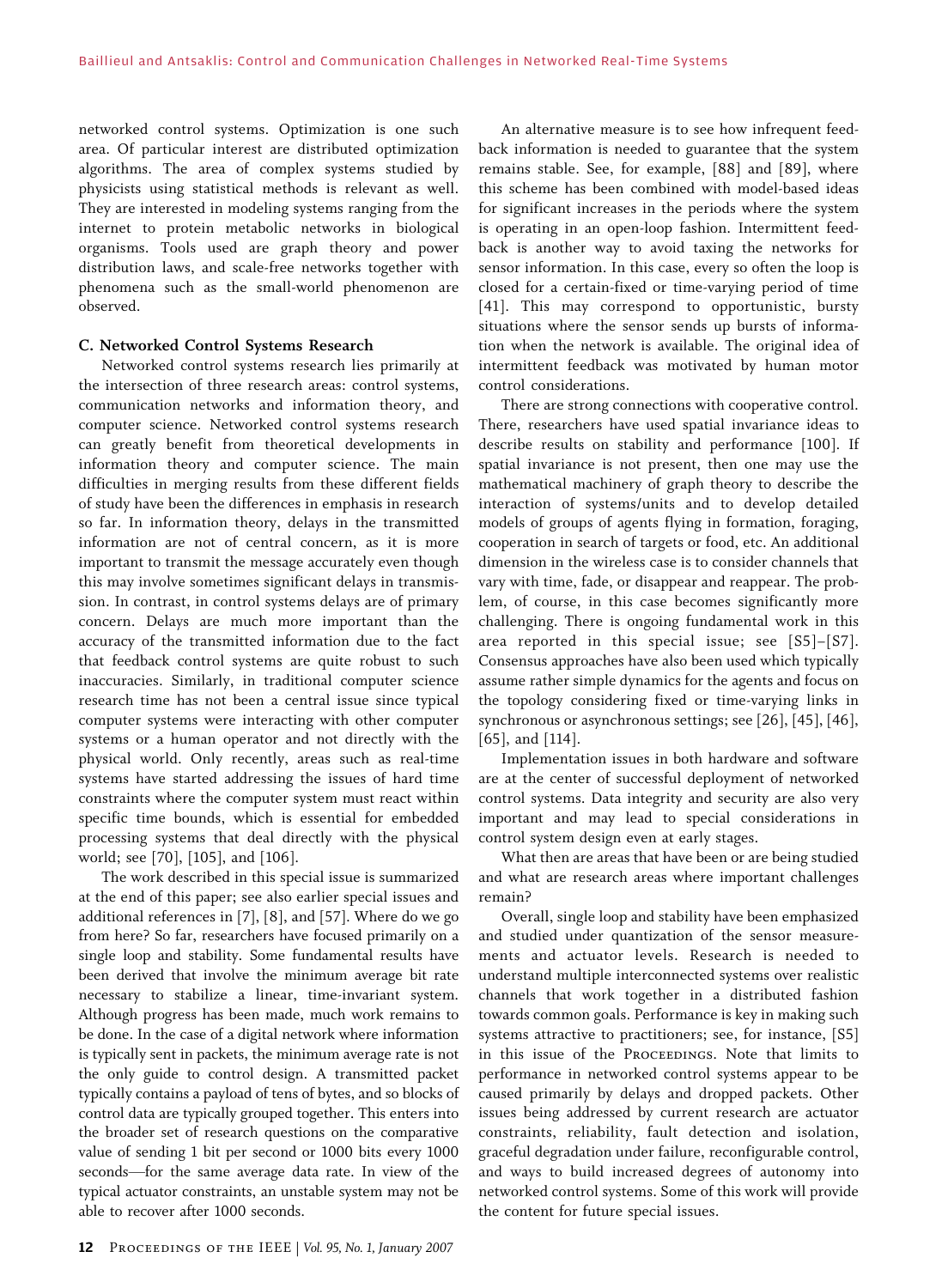networked control systems. Optimization is one such area. Of particular interest are distributed optimization algorithms. The area of complex systems studied by physicists using statistical methods is relevant as well. They are interested in modeling systems ranging from the internet to protein metabolic networks in biological organisms. Tools used are graph theory and power distribution laws, and scale-free networks together with phenomena such as the small-world phenomenon are observed.

### C. Networked Control Systems Research

Networked control systems research lies primarily at the intersection of three research areas: control systems, communication networks and information theory, and computer science. Networked control systems research can greatly benefit from theoretical developments in information theory and computer science. The main difficulties in merging results from these different fields of study have been the differences in emphasis in research so far. In information theory, delays in the transmitted information are not of central concern, as it is more important to transmit the message accurately even though this may involve sometimes significant delays in transmission. In contrast, in control systems delays are of primary concern. Delays are much more important than the accuracy of the transmitted information due to the fact that feedback control systems are quite robust to such inaccuracies. Similarly, in traditional computer science research time has not been a central issue since typical computer systems were interacting with other computer systems or a human operator and not directly with the physical world. Only recently, areas such as real-time systems have started addressing the issues of hard time constraints where the computer system must react within specific time bounds, which is essential for embedded processing systems that deal directly with the physical world; see [70], [105], and [106].

The work described in this special issue is summarized at the end of this paper; see also earlier special issues and additional references in [7], [8], and [57]. Where do we go from here? So far, researchers have focused primarily on a single loop and stability. Some fundamental results have been derived that involve the minimum average bit rate necessary to stabilize a linear, time-invariant system. Although progress has been made, much work remains to be done. In the case of a digital network where information is typically sent in packets, the minimum average rate is not the only guide to control design. A transmitted packet typically contains a payload of tens of bytes, and so blocks of control data are typically grouped together. This enters into the broader set of research questions on the comparative value of sending 1 bit per second or 1000 bits every 1000 seconds—for the same average data rate. In view of the typical actuator constraints, an unstable system may not be able to recover after 1000 seconds.

An alternative measure is to see how infrequent feedback information is needed to guarantee that the system remains stable. See, for example, [88] and [89], where this scheme has been combined with model-based ideas for significant increases in the periods where the system is operating in an open-loop fashion. Intermittent feedback is another way to avoid taxing the networks for sensor information. In this case, every so often the loop is closed for a certain-fixed or time-varying period of time [41]. This may correspond to opportunistic, bursty situations where the sensor sends up bursts of information when the network is available. The original idea of intermittent feedback was motivated by human motor control considerations.

There are strong connections with cooperative control. There, researchers have used spatial invariance ideas to describe results on stability and performance [100]. If spatial invariance is not present, then one may use the mathematical machinery of graph theory to describe the interaction of systems/units and to develop detailed models of groups of agents flying in formation, foraging, cooperation in search of targets or food, etc. An additional dimension in the wireless case is to consider channels that vary with time, fade, or disappear and reappear. The problem, of course, in this case becomes significantly more challenging. There is ongoing fundamental work in this area reported in this special issue; see [S5]–[S7]. Consensus approaches have also been used which typically assume rather simple dynamics for the agents and focus on the topology considering fixed or time-varying links in synchronous or asynchronous settings; see [26], [45], [46], [65], and [114].

Implementation issues in both hardware and software are at the center of successful deployment of networked control systems. Data integrity and security are also very important and may lead to special considerations in control system design even at early stages.

What then are areas that have been or are being studied and what are research areas where important challenges remain?

Overall, single loop and stability have been emphasized and studied under quantization of the sensor measurements and actuator levels. Research is needed to understand multiple interconnected systems over realistic channels that work together in a distributed fashion towards common goals. Performance is key in making such systems attractive to practitioners; see, for instance, [S5] in this issue of the PROCEEDINGS. Note that limits to performance in networked control systems appear to be caused primarily by delays and dropped packets. Other issues being addressed by current research are actuator constraints, reliability, fault detection and isolation, graceful degradation under failure, reconfigurable control, and ways to build increased degrees of autonomy into networked control systems. Some of this work will provide the content for future special issues.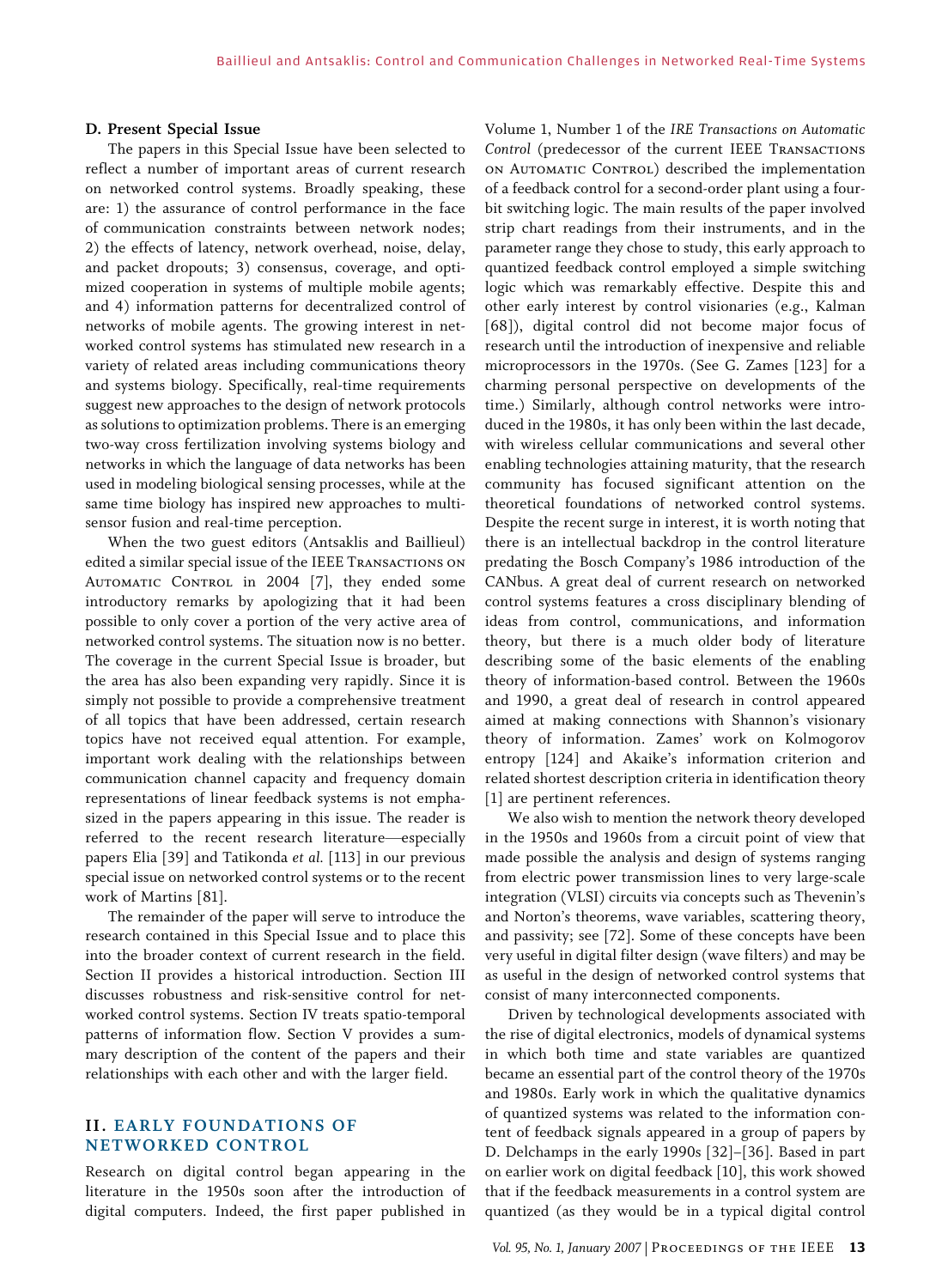### D. Present Special Issue

The papers in this Special Issue have been selected to reflect a number of important areas of current research on networked control systems. Broadly speaking, these are: 1) the assurance of control performance in the face of communication constraints between network nodes; 2) the effects of latency, network overhead, noise, delay, and packet dropouts; 3) consensus, coverage, and optimized cooperation in systems of multiple mobile agents; and 4) information patterns for decentralized control of networks of mobile agents. The growing interest in networked control systems has stimulated new research in a variety of related areas including communications theory and systems biology. Specifically, real-time requirements suggest new approaches to the design of network protocols as solutions to optimization problems. There is an emerging two-way cross fertilization involving systems biology and networks in which the language of data networks has been used in modeling biological sensing processes, while at the same time biology has inspired new approaches to multisensor fusion and real-time perception.

When the two guest editors (Antsaklis and Baillieul) edited a similar special issue of the IEEE Transactions on Automatic Control in 2004 [7], they ended some introductory remarks by apologizing that it had been possible to only cover a portion of the very active area of networked control systems. The situation now is no better. The coverage in the current Special Issue is broader, but the area has also been expanding very rapidly. Since it is simply not possible to provide a comprehensive treatment of all topics that have been addressed, certain research topics have not received equal attention. For example, important work dealing with the relationships between communication channel capacity and frequency domain representations of linear feedback systems is not emphasized in the papers appearing in this issue. The reader is referred to the recent research literature—especially papers Elia [39] and Tatikonda *et al.* [113] in our previous special issue on networked control systems or to the recent work of Martins [81].

The remainder of the paper will serve to introduce the research contained in this Special Issue and to place this into the broader context of current research in the field. Section II provides a historical introduction. Section III discusses robustness and risk-sensitive control for networked control systems. Section IV treats spatio-temporal patterns of information flow. Section V provides a summary description of the content of the papers and their relationships with each other and with the larger field.

## II. EARLY FOUNDATIONS OF NETWORKED CONTROL

Research on digital control began appearing in the literature in the 1950s soon after the introduction of digital computers. Indeed, the first paper published in Volume 1, Number 1 of the *IRE Transactions on Automatic Control* (predecessor of the current IEEE Transactions on Automatic Control) described the implementation of a feedback control for a second-order plant using a four-bit switching logic. The main results of the paper involved strip chart readings from their instruments, and in the parameter range they chose to study, this early approach to quantized feedback control employed a simple switching logic which was remarkably effective. Despite this and other early interest by control visionaries (e.g., Kalman [68]), digital control did not become major focus of research until the introduction of inexpensive and reliable microprocessors in the 1970s. (See G. Zames [123] for a charming personal perspective on developments of the time.) Similarly, although control networks were introduced in the 1980s, it has only been within the last decade, with wireless cellular communications and several other enabling technologies attaining maturity, that the research community has focused significant attention on the theoretical foundations of networked control systems. Despite the recent surge in interest, it is worth noting that there is an intellectual backdrop in the control literature predating the Bosch Company's 1986 introduction of the CANbus. A great deal of current research on networked control systems features a cross disciplinary blending of ideas from control, communications, and information theory, but there is a much older body of literature describing some of the basic elements of the enabling theory of information-based control. Between the 1960s and 1990, a great deal of research in control appeared aimed at making connections with Shannon's visionary theory of information. Zames' work on Kolmogorov entropy [124] and Akaike's information criterion and related shortest description criteria in identification theory [1] are pertinent references.

We also wish to mention the network theory developed in the 1950s and 1960s from a circuit point of view that made possible the analysis and design of systems ranging from electric power transmission lines to very large-scale integration (VLSI) circuits via concepts such as Thevenin's and Norton's theorems, wave variables, scattering theory, and passivity; see [72]. Some of these concepts have been very useful in digital filter design (wave filters) and may be as useful in the design of networked control systems that consist of many interconnected components.

Driven by technological developments associated with the rise of digital electronics, models of dynamical systems in which both time and state variables are quantized became an essential part of the control theory of the 1970s and 1980s. Early work in which the qualitative dynamics of quantized systems was related to the information content of feedback signals appeared in a group of papers by D. Delchamps in the early 1990s [32]–[36]. Based in part on earlier work on digital feedback [10], this work showed that if the feedback measurements in a control system are quantized (as they would be in a typical digital control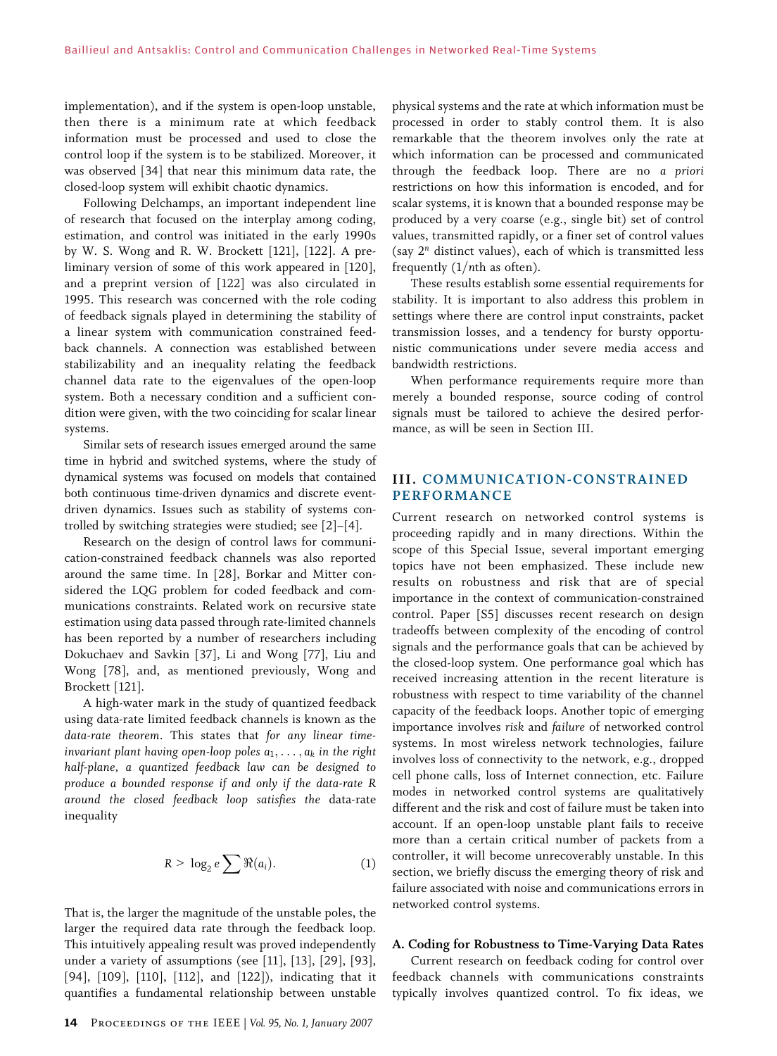implementation), and if the system is open-loop unstable, then there is a minimum rate at which feedback information must be processed and used to close the control loop if the system is to be stabilized. Moreover, it was observed [34] that near this minimum data rate, the closed-loop system will exhibit chaotic dynamics.

Following Delchamps, an important independent line of research that focused on the interplay among coding, estimation, and control was initiated in the early 1990s by W. S. Wong and R. W. Brockett [121], [122]. A preliminary version of some of this work appeared in [120], and a preprint version of [122] was also circulated in 1995. This research was concerned with the role coding of feedback signals played in determining the stability of a linear system with communication constrained feedback channels. A connection was established between stabilizability and an inequality relating the feedback channel data rate to the eigenvalues of the open-loop system. Both a necessary condition and a sufficient condition were given, with the two coinciding for scalar linear systems.

Similar sets of research issues emerged around the same time in hybrid and switched systems, where the study of dynamical systems was focused on models that contained both continuous time-driven dynamics and discrete event-driven dynamics. Issues such as stability of systems controlled by switching strategies were studied; see [2]–[4].

Research on the design of control laws for communication-constrained feedback channels was also reported around the same time. In [28], Borkar and Mitter considered the LQG problem for coded feedback and communications constraints. Related work on recursive state estimation using data passed through rate-limited channels has been reported by a number of researchers including Dokuchaev and Savkin [37], Li and Wong [77], Liu and Wong [78], and, as mentioned previously, Wong and Brockett [121].

A high-water mark in the study of quantized feedback using data-rate limited feedback channels is known as the *data-rate theorem*. This states that *for any linear time-invariant plant having open-loop poles $a_1, \ldots, a_k$ in the right half-plane, a quantized feedback law can be designed to produce a bounded response if and only if the data-rate $R$ around the closed feedback loop satisfies the* data-rate inequality

$$R > \log_2 e \sum \Re(a_i). \tag{1}$$

That is, the larger the magnitude of the unstable poles, the larger the required data rate through the feedback loop. This intuitively appealing result was proved independently under a variety of assumptions (see [11], [13], [29], [93], [94], [109], [110], [112], and [122]), indicating that it quantifies a fundamental relationship between unstable physical systems and the rate at which information must be processed in order to stably control them. It is also remarkable that the theorem involves only the rate at which information can be processed and communicated through the feedback loop. There are no *a priori* restrictions on how this information is encoded, and for scalar systems, it is known that a bounded response may be produced by a very coarse (e.g., single bit) set of control values, transmitted rapidly, or a finer set of control values (say $2^n$ distinct values), each of which is transmitted less frequently ($1/n$th as often).

These results establish some essential requirements for stability. It is important to also address this problem in settings where there are control input constraints, packet transmission losses, and a tendency for bursty opportunistic communications under severe media access and bandwidth restrictions.

When performance requirements require more than merely a bounded response, source coding of control signals must be tailored to achieve the desired performance, as will be seen in Section III.

## III. COMMUNICATION-CONSTRAINED PERFORMANCE

Current research on networked control systems is proceeding rapidly and in many directions. Within the scope of this Special Issue, several important emerging topics have not been emphasized. These include new results on robustness and risk that are of special importance in the context of communication-constrained control. Paper [S5] discusses recent research on design tradeoffs between complexity of the encoding of control signals and the performance goals that can be achieved by the closed-loop system. One performance goal which has received increasing attention in the recent literature is robustness with respect to time variability of the channel capacity of the feedback loops. Another topic of emerging importance involves *risk* and *failure* of networked control systems. In most wireless network technologies, failure involves loss of connectivity to the network, e.g., dropped cell phone calls, loss of Internet connection, etc. Failure modes in networked control systems are qualitatively different and the risk and cost of failure must be taken into account. If an open-loop unstable plant fails to receive more than a certain critical number of packets from a controller, it will become unrecoverably unstable. In this section, we briefly discuss the emerging theory of risk and failure associated with noise and communications errors in networked control systems.

### A. Coding for Robustness to Time-Varying Data Rates

Current research on feedback coding for control over feedback channels with communications constraints typically involves quantized control. To fix ideas, we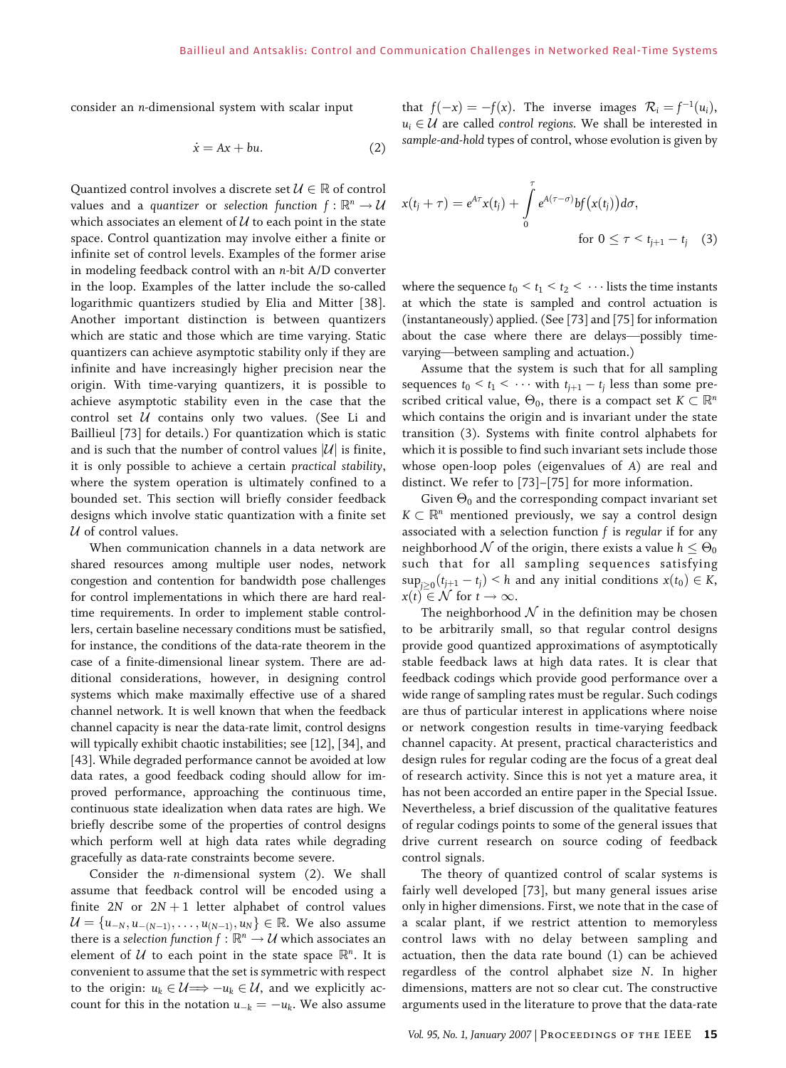consider an $n$-dimensional system with scalar input

$$\dot{x} = Ax + bu. \tag{2}$$

Quantized control involves a discrete set $\mathcal{U} \in \mathbb{R}$ of control values and a *quantizer* or *selection function* $f : \mathbb{R}^n \to \mathcal{U}$ which associates an element of $\mathcal{U}$ to each point in the state space. Control quantization may involve either a finite or infinite set of control levels. Examples of the former arise in modeling feedback control with an $n$-bit A/D converter in the loop. Examples of the latter include the so-called logarithmic quantizers studied by Elia and Mitter [38]. Another important distinction is between quantizers which are static and those which are time varying. Static quantizers can achieve asymptotic stability only if they are infinite and have increasingly higher precision near the origin. With time-varying quantizers, it is possible to achieve asymptotic stability even in the case that the control set $\mathcal{U}$ contains only two values. (See Li and Baillieul [73] for details.) For quantization which is static and is such that the number of control values $|\mathcal{U}|$ is finite, it is only possible to achieve a certain *practical stability*, where the system operation is ultimately confined to a bounded set. This section will briefly consider feedback designs which involve static quantization with a finite set $\mathcal{U}$ of control values.

When communication channels in a data network are shared resources among multiple user nodes, network congestion and contention for bandwidth pose challenges for control implementations in which there are hard real-time requirements. In order to implement stable controllers, certain baseline necessary conditions must be satisfied, for instance, the conditions of the data-rate theorem in the case of a finite-dimensional linear system. There are additional considerations, however, in designing control systems which make maximally effective use of a shared channel network. It is well known that when the feedback channel capacity is near the data-rate limit, control designs will typically exhibit chaotic instabilities; see [12], [34], and [43]. While degraded performance cannot be avoided at low data rates, a good feedback coding should allow for improved performance, approaching the continuous time, continuous state idealization when data rates are high. We briefly describe some of the properties of control designs which perform well at high data rates while degrading gracefully as data-rate constraints become severe.

Consider the $n$-dimensional system (2). We shall assume that feedback control will be encoded using a finite $2N$ or $2N+1$ letter alphabet of control values $\mathcal{U} = \{u_{-N}, u_{-(N-1)}, \ldots, u_{(N-1)}, u_N\} \in \mathbb{R}$. We also assume there is a *selection function* $f : \mathbb{R}^n \to \mathcal{U}$ which associates an element of $\mathcal{U}$ to each point in the state space $\mathbb{R}^n$. It is convenient to assume that the set is symmetric with respect to the origin: $u_k \in \mathcal{U} \Longrightarrow -u_k \in \mathcal{U}$, and we explicitly account for this in the notation $u_{-k} = -u_k$. We also assume that $f(-x) = -f(x)$. The inverse images $\mathcal{R}_i = f^{-1}(u_i)$, $u_i \in \mathcal{U}$ are called *control regions*. We shall be interested in *sample-and-hold* types of control, whose evolution is given by

$$x(t_j + \tau) = e^{A\tau}x(t_j) + \int_0^{\tau} e^{A(\tau-\sigma)} b f\big(x(t_j)\big) d\sigma, \quad \text{for } 0 \le \tau < t_{j+1} - t_j \tag{3}$$

where the sequence $t_0 < t_1 < t_2 < \cdots$ lists the time instants at which the state is sampled and control actuation is (instantaneously) applied. (See [73] and [75] for information about the case where there are delays—possibly time-varying—between sampling and actuation.)

Assume that the system is such that for all sampling sequences $t_0 < t_1 < \cdots$ with $t_{j+1} - t_j$ less than some prescribed critical value, $\Theta_0$, there is a compact set $K \subset \mathbb{R}^n$ which contains the origin and is invariant under the state transition (3). Systems with finite control alphabets for which it is possible to find such invariant sets include those whose open-loop poles (eigenvalues of $A$) are real and distinct. We refer to [73]–[75] for more information.

Given $\Theta_0$ and the corresponding compact invariant set $K \subset \mathbb{R}^n$ mentioned previously, we say a control design associated with a selection function $f$ is *regular* if for any neighborhood $\mathcal{N}$ of the origin, there exists a value $h \le \Theta_0$ such that for all sampling sequences satisfying $\sup_{j \ge 0}(t_{j+1} - t_j) < h$ and any initial conditions $x(t_0) \in K$, $x(t) \in \mathcal{N}$ for $t \to \infty$.

The neighborhood $\mathcal{N}$ in the definition may be chosen to be arbitrarily small, so that regular control designs provide good quantized approximations of asymptotically stable feedback laws at high data rates. It is clear that feedback codings which provide good performance over a wide range of sampling rates must be regular. Such codings are thus of particular interest in applications where noise or network congestion results in time-varying feedback channel capacity. At present, practical characteristics and design rules for regular coding are the focus of a great deal of research activity. Since this is not yet a mature area, it has not been accorded an entire paper in the Special Issue. Nevertheless, a brief discussion of the qualitative features of regular codings points to some of the general issues that drive current research on source coding of feedback control signals.

The theory of quantized control of scalar systems is fairly well developed [73], but many general issues arise only in higher dimensions. First, we note that in the case of a scalar plant, if we restrict attention to memoryless control laws with no delay between sampling and actuation, then the data rate bound (1) can be achieved regardless of the control alphabet size $N$. In higher dimensions, matters are not so clear cut. The constructive arguments used in the literature to prove that the data-rate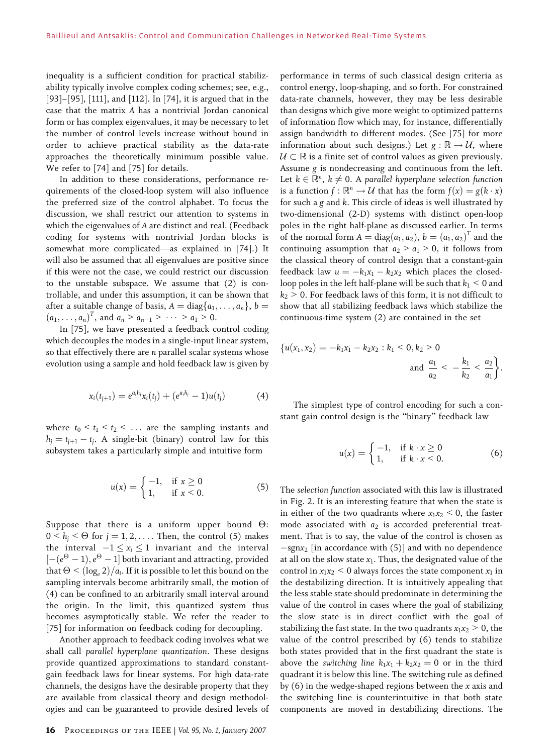inequality is a sufficient condition for practical stabilizability typically involve complex coding schemes; see, e.g., [93]–[95], [111], and [112]. In [74], it is argued that in the case that the matrix $A$ has a nontrivial Jordan canonical form or has complex eigenvalues, it may be necessary to let the number of control levels increase without bound in order to achieve practical stability as the data-rate approaches the theoretically minimum possible value. We refer to [74] and [75] for details.

In addition to these considerations, performance requirements of the closed-loop system will also influence the preferred size of the control alphabet. To focus the discussion, we shall restrict our attention to systems in which the eigenvalues of $A$ are distinct and real. (Feedback coding for systems with nontrivial Jordan blocks is somewhat more complicated—as explained in [74].) It will also be assumed that all eigenvalues are positive since if this were not the case, we could restrict our discussion to the unstable subspace. We assume that (2) is controllable, and under this assumption, it can be shown that after a suitable change of basis, $A = \mathrm{diag}\{a_1, \ldots, a_n\}$, $b = (a_1, \ldots, a_n)^T$, and $a_n > a_{n-1} > \cdots > a_1 > 0$.

In [75], we have presented a feedback control coding which decouples the modes in a single-input linear system, so that effectively there are $n$ parallel scalar systems whose evolution using a sample and hold feedback law is given by

$$x_i(t_{j+1}) = e^{a_i h_j} x_i(t_j) + (e^{a_i h_j} - 1) u(t_j) \tag{4}$$

where $t_0 < t_1 < t_2 < \ldots$ are the sampling instants and $h_j = t_{j+1} - t_j$. A single-bit (binary) control law for this subsystem takes a particularly simple and intuitive form

$$u(x) = \begin{cases} -1, & \text{if } x \geq 0 \\ 1, & \text{if } x < 0. \end{cases} \tag{5}$$

Suppose that there is a uniform upper bound $\Theta$: $0 < h_j < \Theta$ for $j = 1, 2, \ldots$. Then, the control (5) makes the interval $-1 \leq x_i \leq 1$ invariant and the interval $[-(e^{\Theta} - 1), e^{\Theta} - 1]$ both invariant and attracting, provided that $\Theta < (\log_e 2)/a_i$. If it is possible to let this bound on the sampling intervals become arbitrarily small, the motion of (4) can be confined to an arbitrarily small interval around the origin. In the limit, this quantized system thus becomes asymptotically stable. We refer the reader to [75] for information on feedback coding for decoupling.

Another approach to feedback coding involves what we shall call *parallel hyperplane quantization*. These designs provide quantized approximations to standard constant-gain feedback laws for linear systems. For high data-rate channels, the designs have the desirable property that they are available from classical theory and design methodologies and can be guaranteed to provide desired levels of performance in terms of such classical design criteria as control energy, loop-shaping, and so forth. For constrained data-rate channels, however, they may be less desirable than designs which give more weight to optimized patterns of information flow which may, for instance, differentially assign bandwidth to different modes. (See [75] for more information about such designs.) Let $g : \mathbb{R} \to \mathcal{U}$, where $\mathcal{U} \subset \mathbb{R}$ is a finite set of control values as given previously. Assume $g$ is nondecreasing and continuous from the left. Let $k \in \mathbb{R}^n$, $k \neq 0$. A *parallel hyperplane selection function* is a function $f : \mathbb{R}^n \to \mathcal{U}$ that has the form $f(x) = g(k \cdot x)$ for such a $g$ and $k$. This circle of ideas is well illustrated by two-dimensional (2-D) systems with distinct open-loop poles in the right half-plane as discussed earlier. In terms of the normal form $A = \mathrm{diag}(a_1, a_2)$, $b = (a_1, a_2)^T$ and the continuing assumption that $a_2 > a_1 > 0$, it follows from the classical theory of control design that a constant-gain feedback law $u = -k_1 x_1 - k_2 x_2$ which places the closed-loop poles in the left half-plane will be such that $k_1 < 0$ and $k_2 > 0$. For feedback laws of this form, it is not difficult to show that all stabilizing feedback laws which stabilize the continuous-time system (2) are contained in the set

$$\left\{ u(x_1, x_2) = -k_1 x_1 - k_2 x_2 : k_1 < 0, k_2 > 0 \text{ and } \frac{a_1}{a_2} < -\frac{k_1}{k_2} < \frac{a_2}{a_1} \right\}.$$

The simplest type of control encoding for such a constant gain control design is the "binary" feedback law

$$u(x) = \begin{cases} -1, & \text{if } k \cdot x \geq 0 \\ 1, & \text{if } k \cdot x < 0. \end{cases} \tag{6}$$

The *selection function* associated with this law is illustrated in Fig. 2. It is an interesting feature that when the state is in either of the two quadrants where $x_1 x_2 < 0$, the faster mode associated with $a_2$ is accorded preferential treatment. That is to say, the value of the control is chosen as $-\mathrm{sgn} x_2$ [in accordance with (5)] and with no dependence at all on the slow state $x_1$. Thus, the designated value of the control in $x_1 x_2 < 0$ always forces the state component $x_1$ in the destabilizing direction. It is intuitively appealing that the less stable state should predominate in determining the value of the control in cases where the goal of stabilizing the slow state is in direct conflict with the goal of stabilizing the fast state. In the two quadrants $x_1 x_2 > 0$, the value of the control prescribed by (6) tends to stabilize both states provided that in the first quadrant the state is above the *switching line* $k_1 x_1 + k_2 x_2 = 0$ or in the third quadrant it is below this line. The switching rule as defined by (6) in the wedge-shaped regions between the $x$ axis and the switching line is counterintuitive in that both state components are moved in destabilizing directions. The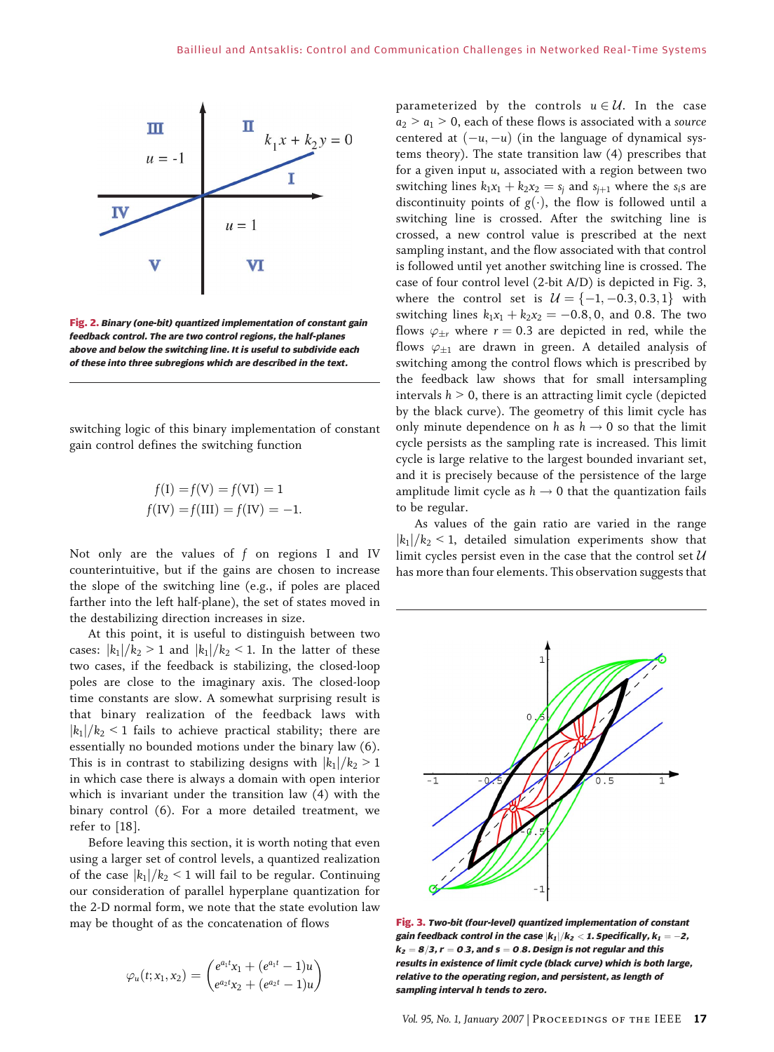Fig. 2. *Binary (one-bit) quantized implementation of constant gain feedback control. The are two control regions, the half-planes above and below the switching line. It is useful to subdivide each of these into three subregions which are described in the text.*

switching logic of this binary implementation of constant gain control defines the switching function

$$f(\mathrm{I}) = f(\mathrm{V}) = f(\mathrm{VI}) = 1$$
$$f(\mathrm{IV}) = f(\mathrm{III}) = f(\mathrm{IV}) = -1.$$

Not only are the values of $f$ on regions I and IV counterintuitive, but if the gains are chosen to increase the slope of the switching line (e.g., if poles are placed farther into the left half-plane), the set of states moved in the destabilizing direction increases in size.

At this point, it is useful to distinguish between two cases: $|k_1|/k_2 > 1$ and $|k_1|/k_2 < 1$. In the latter of these two cases, if the feedback is stabilizing, the closed-loop poles are close to the imaginary axis. The closed-loop time constants are slow. A somewhat surprising result is that binary realization of the feedback laws with $|k_1|/k_2 < 1$ fails to achieve practical stability; there are essentially no bounded motions under the binary law (6). This is in contrast to stabilizing designs with $|k_1|/k_2 > 1$ in which case there is always a domain with open interior which is invariant under the transition law (4) with the binary control (6). For a more detailed treatment, we refer to [18].

Before leaving this section, it is worth noting that even using a larger set of control levels, a quantized realization of the case $|k_1|/k_2 < 1$ will fail to be regular. Continuing our consideration of parallel hyperplane quantization for the 2-D normal form, we note that the state evolution law may be thought of as the concatenation of flows

$$\varphi_u(t; x_1, x_2) = \begin{pmatrix} e^{a_1 t}x_1 + (e^{a_1 t} - 1)u \\ e^{a_2 t}x_2 + (e^{a_2 t} - 1)u \end{pmatrix}$$

parameterized by the controls $u \in \mathcal{U}$. In the case $a_2 > a_1 > 0$, each of these flows is associated with a *source* centered at $(-u, -u)$ (in the language of dynamical systems theory). The state transition law (4) prescribes that for a given input $u$, associated with a region between two switching lines $k_1x_1 + k_2x_2 = s_j$ and $s_{j+1}$ where the $s_i$s are discontinuity points of $g(\cdot)$, the flow is followed until a switching line is crossed. After the switching line is crossed, a new control value is prescribed at the next sampling instant, and the flow associated with that control is followed until yet another switching line is crossed. The case of four control level (2-bit A/D) is depicted in Fig. 3, where the control set is $\mathcal{U} = \{-1, -0.3, 0.3, 1\}$ with switching lines $k_1x_1 + k_2x_2 = -0.8, 0,$ and $0.8$. The two flows $\varphi_{\pm r}$ where $r = 0.3$ are depicted in red, while the flows $\varphi_{\pm 1}$ are drawn in green. A detailed analysis of switching among the control flows which is prescribed by the feedback law shows that for small intersampling intervals $h > 0$, there is an attracting limit cycle (depicted by the black curve). The geometry of this limit cycle has only minute dependence on $h$ as $h \to 0$ so that the limit cycle persists as the sampling rate is increased. This limit cycle is large relative to the largest bounded invariant set, and it is precisely because of the persistence of the large amplitude limit cycle as $h \to 0$ that the quantization fails to be regular.

As values of the gain ratio are varied in the range $|k_1|/k_2 < 1$, detailed simulation experiments show that limit cycles persist even in the case that the control set $\mathcal{U}$ has more than four elements. This observation suggests that

Fig. 3. *Two-bit (four-level) quantized implementation of constant gain feedback control in the case $|k_1|/k_2 < 1$. Specifically, $k_1 = -2$, $k_2 = 8/3$, $r = 0.3$, and $s = 0.8$. Design is not regular and this results in existence of limit cycle (black curve) which is both large, relative to the operating region, and persistent, as length of sampling interval h tends to zero.*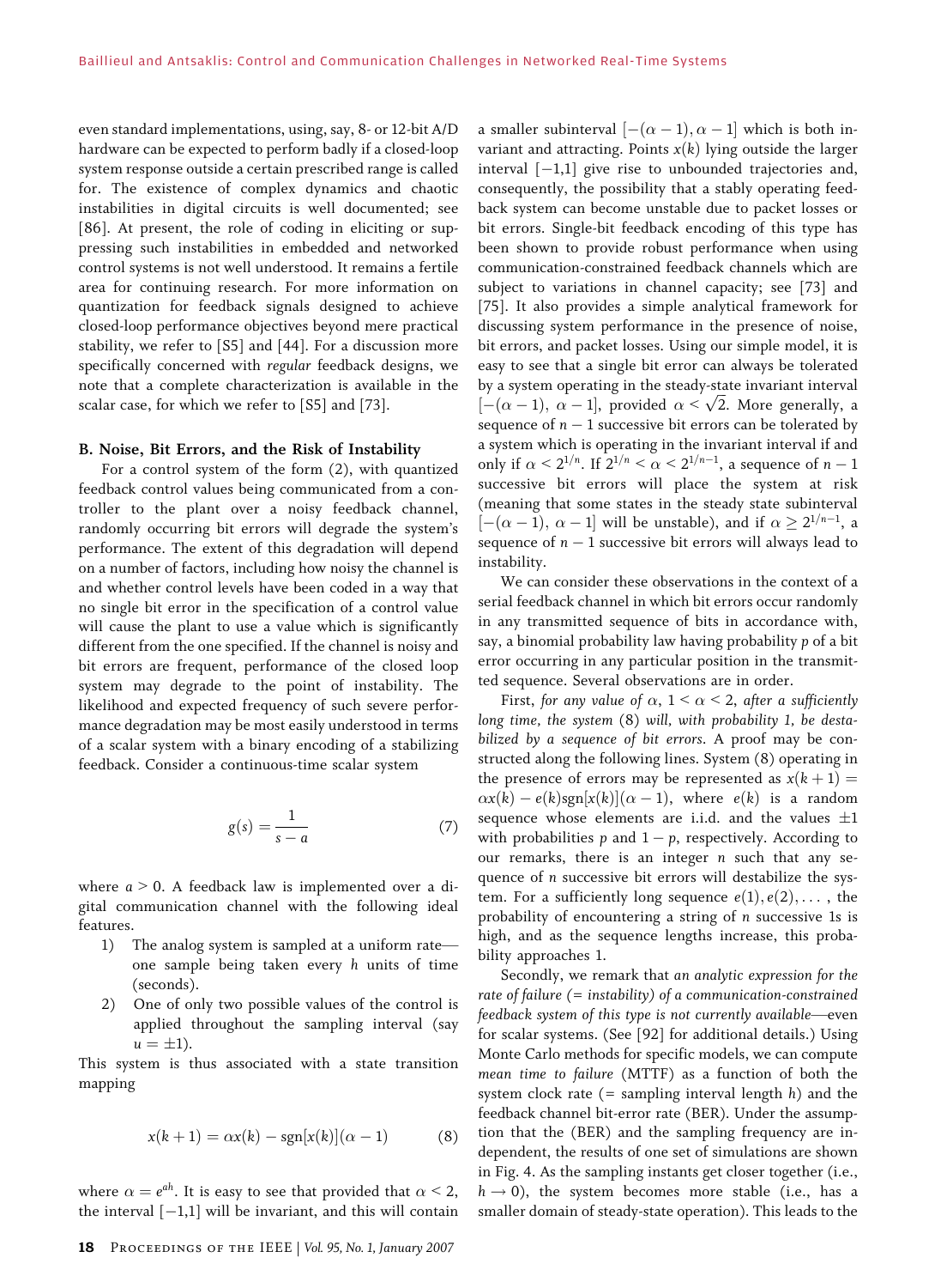even standard implementations, using, say, 8- or 12-bit A/D hardware can be expected to perform badly if a closed-loop system response outside a certain prescribed range is called for. The existence of complex dynamics and chaotic instabilities in digital circuits is well documented; see [86]. At present, the role of coding in eliciting or suppressing such instabilities in embedded and networked control systems is not well understood. It remains a fertile area for continuing research. For more information on quantization for feedback signals designed to achieve closed-loop performance objectives beyond mere practical stability, we refer to [S5] and [44]. For a discussion more specifically concerned with *regular* feedback designs, we note that a complete characterization is available in the scalar case, for which we refer to [S5] and [73].

### B. Noise, Bit Errors, and the Risk of Instability

For a control system of the form (2), with quantized feedback control values being communicated from a controller to the plant over a noisy feedback channel, randomly occurring bit errors will degrade the system's performance. The extent of this degradation will depend on a number of factors, including how noisy the channel is and whether control levels have been coded in a way that no single bit error in the specification of a control value will cause the plant to use a value which is significantly different from the one specified. If the channel is noisy and bit errors are frequent, performance of the closed loop system may degrade to the point of instability. The likelihood and expected frequency of such severe performance degradation may be most easily understood in terms of a scalar system with a binary encoding of a stabilizing feedback. Consider a continuous-time scalar system

$$g(s) = \frac{1}{s-a} \tag{7}$$

where $a > 0$. A feedback law is implemented over a digital communication channel with the following ideal features.

1) The analog system is sampled at a uniform rate—one sample being taken every $h$ units of time (seconds).
2) One of only two possible values of the control is applied throughout the sampling interval (say $u = \pm 1$).

This system is thus associated with a state transition mapping

$$x(k+1) = \alpha x(k) - \mathrm{sgn}[x(k)](\alpha - 1) \tag{8}$$

where $\alpha = e^{ah}$. It is easy to see that provided that $\alpha < 2$, the interval $[-1,1]$ will be invariant, and this will contain a smaller subinterval $[-(\alpha-1), \alpha-1]$ which is both invariant and attracting. Points $x(k)$ lying outside the larger interval $[-1,1]$ give rise to unbounded trajectories and, consequently, the possibility that a stably operating feedback system can become unstable due to packet losses or bit errors. Single-bit feedback encoding of this type has been shown to provide robust performance when using communication-constrained feedback channels which are subject to variations in channel capacity; see [73] and [75]. It also provides a simple analytical framework for discussing system performance in the presence of noise, bit errors, and packet losses. Using our simple model, it is easy to see that a single bit error can always be tolerated by a system operating in the steady-state invariant interval $[-(\alpha-1),\ \alpha-1]$, provided $\alpha < \sqrt{2}$. More generally, a sequence of $n-1$ successive bit errors can be tolerated by a system which is operating in the invariant interval if and only if $\alpha < 2^{1/n}$. If $2^{1/n} < \alpha < 2^{1/n-1}$, a sequence of $n-1$ successive bit errors will place the system at risk (meaning that some states in the steady state subinterval $[-(\alpha-1),\ \alpha-1]$ will be unstable), and if $\alpha \geq 2^{1/n-1}$, a sequence of $n-1$ successive bit errors will always lead to instability.

We can consider these observations in the context of a serial feedback channel in which bit errors occur randomly in any transmitted sequence of bits in accordance with, say, a binomial probability law having probability $p$ of a bit error occurring in any particular position in the transmitted sequence. Several observations are in order.

First, *for any value of* $\alpha$, $1 < \alpha < 2$, *after a sufficiently long time, the system* (8) *will, with probability 1, be destabilized by a sequence of bit errors*. A proof may be constructed along the following lines. System (8) operating in the presence of errors may be represented as $x(k+1) = \alpha x(k) - e(k)\mathrm{sgn}[x(k)](\alpha-1)$, where $e(k)$ is a random sequence whose elements are i.i.d. and the values $\pm 1$ with probabilities $p$ and $1-p$, respectively. According to our remarks, there is an integer $n$ such that any sequence of $n$ successive bit errors will destabilize the system. For a sufficiently long sequence $e(1), e(2), \ldots$, the probability of encountering a string of $n$ successive 1s is high, and as the sequence lengths increase, this probability approaches 1.

Secondly, we remark that *an analytic expression for the rate of failure (= instability) of a communication-constrained feedback system of this type is not currently available*—even for scalar systems. (See [92] for additional details.) Using Monte Carlo methods for specific models, we can compute *mean time to failure* (MTTF) as a function of both the system clock rate (= sampling interval length $h$) and the feedback channel bit-error rate (BER). Under the assumption that the (BER) and the sampling frequency are independent, the results of one set of simulations are shown in Fig. 4. As the sampling instants get closer together (i.e., $h \to 0$), the system becomes more stable (i.e., has a smaller domain of steady-state operation). This leads to the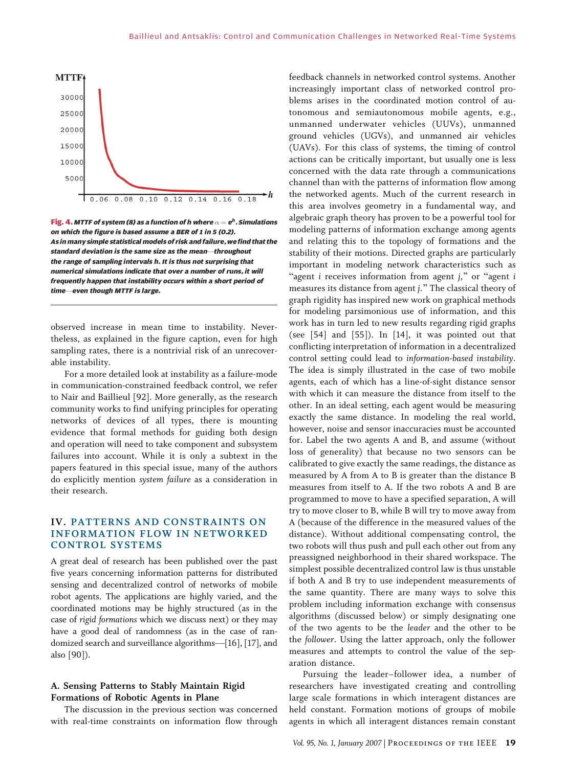**Fig. 4.** *MTTF of system (8) as a function of h where $\alpha = e^h$. Simulations on which the figure is based assume a BER of 1 in 5 (0.2). As in many simple statistical models of risk and failure, we find that the standard deviation is the same size as the mean—throughout the range of sampling intervals h. It is thus not surprising that numerical simulations indicate that over a number of runs, it will frequently happen that instability occurs within a short period of time—even though MTTF is large.*

observed increase in mean time to instability. Nevertheless, as explained in the figure caption, even for high sampling rates, there is a nontrivial risk of an unrecoverable instability.

For a more detailed look at instability as a failure-mode in communication-constrained feedback control, we refer to Nair and Baillieul [92]. More generally, as the research community works to find unifying principles for operating networks of devices of all types, there is mounting evidence that formal methods for guiding both design and operation will need to take component and subsystem failures into account. While it is only a subtext in the papers featured in this special issue, many of the authors do explicitly mention *system failure* as a consideration in their research.

## IV. PATTERNS AND CONSTRAINTS ON INFORMATION FLOW IN NETWORKED CONTROL SYSTEMS

A great deal of research has been published over the past five years concerning information patterns for distributed sensing and decentralized control of networks of mobile robot agents. The applications are highly varied, and the coordinated motions may be highly structured (as in the case of *rigid formations* which we discuss next) or they may have a good deal of randomness (as in the case of randomized search and surveillance algorithms—[16], [17], and also [90]).

### A. Sensing Patterns to Stably Maintain Rigid Formations of Robotic Agents in Plane

The discussion in the previous section was concerned with real-time constraints on information flow through feedback channels in networked control systems. Another increasingly important class of networked control problems arises in the coordinated motion control of autonomous and semiautonomous mobile agents, e.g., unmanned underwater vehicles (UUVs), unmanned ground vehicles (UGVs), and unmanned air vehicles (UAVs). For this class of systems, the timing of control actions can be critically important, but usually one is less concerned with the data rate through a communications channel than with the patterns of information flow among the networked agents. Much of the current research in this area involves geometry in a fundamental way, and algebraic graph theory has proven to be a powerful tool for modeling patterns of information exchange among agents and relating this to the topology of formations and the stability of their motions. Directed graphs are particularly important in modeling network characteristics such as "agent $i$ receives information from agent $j$," or "agent $i$ measures its distance from agent $j$." The classical theory of graph rigidity has inspired new work on graphical methods for modeling parsimonious use of information, and this work has in turn led to new results regarding rigid graphs (see [54] and [55]). In [14], it was pointed out that conflicting interpretation of information in a decentralized control setting could lead to *information-based instability*. The idea is simply illustrated in the case of two mobile agents, each of which has a line-of-sight distance sensor with which it can measure the distance from itself to the other. In an ideal setting, each agent would be measuring exactly the same distance. In modeling the real world, however, noise and sensor inaccuracies must be accounted for. Label the two agents A and B, and assume (without loss of generality) that because no two sensors can be calibrated to give exactly the same readings, the distance as measured by A from A to B is greater than the distance B measures from itself to A. If the two robots A and B are programmed to move to have a specified separation, A will try to move closer to B, while B will try to move away from A (because of the difference in the measured values of the distance). Without additional compensating control, the two robots will thus push and pull each other out from any preassigned neighborhood in their shared workspace. The simplest possible decentralized control law is thus unstable if both A and B try to use independent measurements of the same quantity. There are many ways to solve this problem including information exchange with consensus algorithms (discussed below) or simply designating one of the two agents to be the *leader* and the other to be the *follower*. Using the latter approach, only the follower measures and attempts to control the value of the separation distance.

Pursuing the leader–follower idea, a number of researchers have investigated creating and controlling large scale formations in which interagent distances are held constant. Formation motions of groups of mobile agents in which all interagent distances remain constant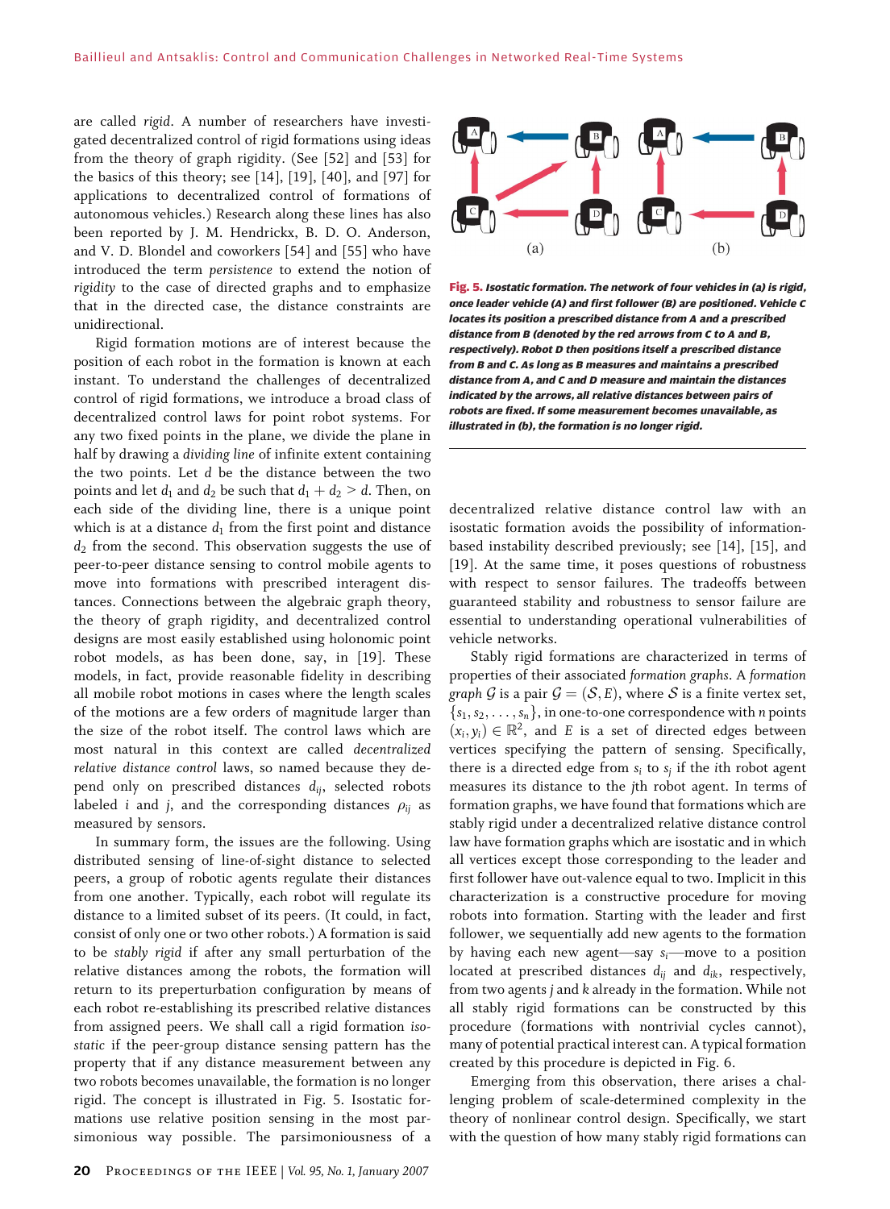are called *rigid*. A number of researchers have investigated decentralized control of rigid formations using ideas from the theory of graph rigidity. (See [52] and [53] for the basics of this theory; see [14], [19], [40], and [97] for applications to decentralized control of formations of autonomous vehicles.) Research along these lines has also been reported by J. M. Hendrickx, B. D. O. Anderson, and V. D. Blondel and coworkers [54] and [55] who have introduced the term *persistence* to extend the notion of *rigidity* to the case of directed graphs and to emphasize that in the directed case, the distance constraints are unidirectional.

Rigid formation motions are of interest because the position of each robot in the formation is known at each instant. To understand the challenges of decentralized control of rigid formations, we introduce a broad class of decentralized control laws for point robot systems. For any two fixed points in the plane, we divide the plane in half by drawing a *dividing line* of infinite extent containing the two points. Let $d$ be the distance between the two points and let $d_1$ and $d_2$ be such that $d_1 + d_2 > d$. Then, on each side of the dividing line, there is a unique point which is at a distance $d_1$ from the first point and distance $d_2$ from the second. This observation suggests the use of peer-to-peer distance sensing to control mobile agents to move into formations with prescribed interagent distances. Connections between the algebraic graph theory, the theory of graph rigidity, and decentralized control designs are most easily established using holonomic point robot models, as has been done, say, in [19]. These models, in fact, provide reasonable fidelity in describing all mobile robot motions in cases where the length scales of the motions are a few orders of magnitude larger than the size of the robot itself. The control laws which are most natural in this context are called *decentralized relative distance control* laws, so named because they depend only on prescribed distances $d_{ij}$, selected robots labeled $i$ and $j$, and the corresponding distances $\rho_{ij}$ as measured by sensors.

In summary form, the issues are the following. Using distributed sensing of line-of-sight distance to selected peers, a group of robotic agents regulate their distances from one another. Typically, each robot will regulate its distance to a limited subset of its peers. (It could, in fact, consist of only one or two other robots.) A formation is said to be *stably rigid* if after any small perturbation of the relative distances among the robots, the formation will return to its preperturbation configuration by means of each robot re-establishing its prescribed relative distances from assigned peers. We shall call a rigid formation *isostatic* if the peer-group distance sensing pattern has the property that if any distance measurement between any two robots becomes unavailable, the formation is no longer rigid. The concept is illustrated in Fig. 5. Isostatic formations use relative position sensing in the most parsimonious way possible. The parsimoniousness of a decentralized relative distance control law with an isostatic formation avoids the possibility of information-based instability described previously; see [14], [15], and [19]. At the same time, it poses questions of robustness with respect to sensor failures. The tradeoffs between guaranteed stability and robustness to sensor failure are essential to understanding operational vulnerabilities of vehicle networks.

**Fig. 5.** *Isostatic formation. The network of four vehicles in (a) is rigid, once leader vehicle (A) and first follower (B) are positioned. Vehicle C locates its position a prescribed distance from A and a prescribed distance from B (denoted by the red arrows from C to A and B, respectively). Robot D then positions itself a prescribed distance from B and C. As long as B measures and maintains a prescribed distance from A, and C and D measure and maintain the distances indicated by the arrows, all relative distances between pairs of robots are fixed. If some measurement becomes unavailable, as illustrated in (b), the formation is no longer rigid.*

Stably rigid formations are characterized in terms of properties of their associated *formation graphs*. A *formation graph* $\mathcal{G}$ is a pair $\mathcal{G} = (\mathcal{S}, E)$, where $\mathcal{S}$ is a finite vertex set, $\{s_1, s_2, \ldots, s_n\}$, in one-to-one correspondence with $n$ points $(x_i, y_i) \in \mathbb{R}^2$, and $E$ is a set of directed edges between vertices specifying the pattern of sensing. Specifically, there is a directed edge from $s_i$ to $s_j$ if the $i$th robot agent measures its distance to the $j$th robot agent. In terms of formation graphs, we have found that formations which are stably rigid under a decentralized relative distance control law have formation graphs which are isostatic and in which all vertices except those corresponding to the leader and first follower have out-valence equal to two. Implicit in this characterization is a constructive procedure for moving robots into formation. Starting with the leader and first follower, we sequentially add new agents to the formation by having each new agent—say $s_i$—move to a position located at prescribed distances $d_{ij}$ and $d_{ik}$, respectively, from two agents $j$ and $k$ already in the formation. While not all stably rigid formations can be constructed by this procedure (formations with nontrivial cycles cannot), many of potential practical interest can. A typical formation created by this procedure is depicted in Fig. 6.

Emerging from this observation, there arises a challenging problem of scale-determined complexity in the theory of nonlinear control design. Specifically, we start with the question of how many stably rigid formations can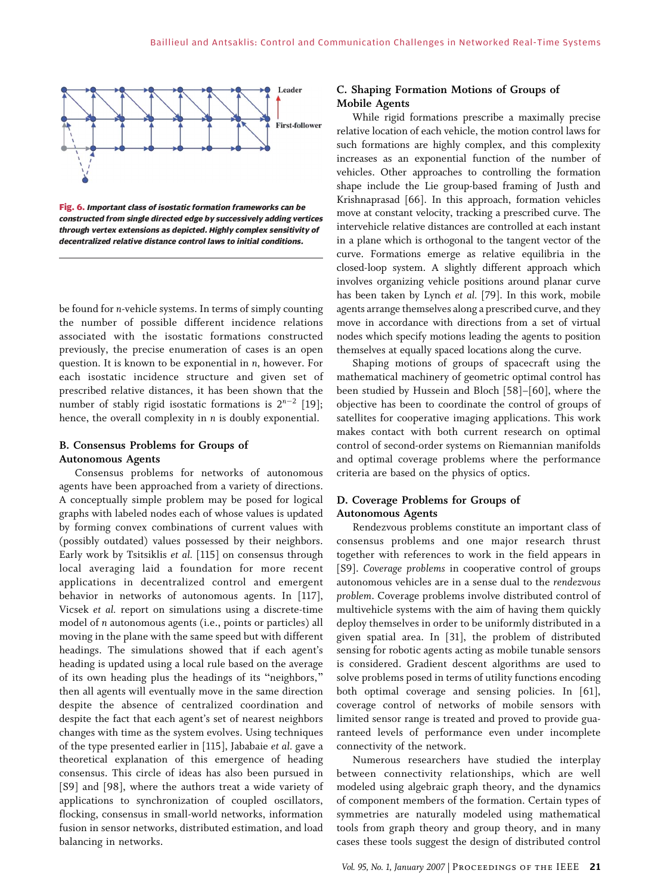Fig. 6. *Important class of isostatic formation frameworks can be constructed from single directed edge by successively adding vertices through vertex extensions as depicted. Highly complex sensitivity of decentralized relative distance control laws to initial conditions.*

be found for $n$-vehicle systems. In terms of simply counting the number of possible different incidence relations associated with the isostatic formations constructed previously, the precise enumeration of cases is an open question. It is known to be exponential in $n$, however. For each isostatic incidence structure and given set of prescribed relative distances, it has been shown that the number of stably rigid isostatic formations is $2^{n-2}$ [19]; hence, the overall complexity in $n$ is doubly exponential.

### B. Consensus Problems for Groups of Autonomous Agents

Consensus problems for networks of autonomous agents have been approached from a variety of directions. A conceptually simple problem may be posed for logical graphs with labeled nodes each of whose values is updated by forming convex combinations of current values with (possibly outdated) values possessed by their neighbors. Early work by Tsitsiklis *et al.* [115] on consensus through local averaging laid a foundation for more recent applications in decentralized control and emergent behavior in networks of autonomous agents. In [117], Vicsek *et al.* report on simulations using a discrete-time model of $n$ autonomous agents (i.e., points or particles) all moving in the plane with the same speed but with different headings. The simulations showed that if each agent's heading is updated using a local rule based on the average of its own heading plus the headings of its "neighbors," then all agents will eventually move in the same direction despite the absence of centralized coordination and despite the fact that each agent's set of nearest neighbors changes with time as the system evolves. Using techniques of the type presented earlier in [115], Jababaie *et al.* gave a theoretical explanation of this emergence of heading consensus. This circle of ideas has also been pursued in [S9] and [98], where the authors treat a wide variety of applications to synchronization of coupled oscillators, flocking, consensus in small-world networks, information fusion in sensor networks, distributed estimation, and load balancing in networks.

### C. Shaping Formation Motions of Groups of Mobile Agents

While rigid formations prescribe a maximally precise relative location of each vehicle, the motion control laws for such formations are highly complex, and this complexity increases as an exponential function of the number of vehicles. Other approaches to controlling the formation shape include the Lie group-based framing of Justh and Krishnaprasad [66]. In this approach, formation vehicles move at constant velocity, tracking a prescribed curve. The intervehicle relative distances are controlled at each instant in a plane which is orthogonal to the tangent vector of the curve. Formations emerge as relative equilibria in the closed-loop system. A slightly different approach which involves organizing vehicle positions around planar curve has been taken by Lynch *et al.* [79]. In this work, mobile agents arrange themselves along a prescribed curve, and they move in accordance with directions from a set of virtual nodes which specify motions leading the agents to position themselves at equally spaced locations along the curve.

Shaping motions of groups of spacecraft using the mathematical machinery of geometric optimal control has been studied by Hussein and Bloch [58]–[60], where the objective has been to coordinate the control of groups of satellites for cooperative imaging applications. This work makes contact with both current research on optimal control of second-order systems on Riemannian manifolds and optimal coverage problems where the performance criteria are based on the physics of optics.

### D. Coverage Problems for Groups of Autonomous Agents

Rendezvous problems constitute an important class of consensus problems and one major research thrust together with references to work in the field appears in [S9]. *Coverage problems* in cooperative control of groups autonomous vehicles are in a sense dual to the *rendezvous problem*. Coverage problems involve distributed control of multivehicle systems with the aim of having them quickly deploy themselves in order to be uniformly distributed in a given spatial area. In [31], the problem of distributed sensing for robotic agents acting as mobile tunable sensors is considered. Gradient descent algorithms are used to solve problems posed in terms of utility functions encoding both optimal coverage and sensing policies. In [61], coverage control of networks of mobile sensors with limited sensor range is treated and proved to provide guaranteed levels of performance even under incomplete connectivity of the network.

Numerous researchers have studied the interplay between connectivity relationships, which are well modeled using algebraic graph theory, and the dynamics of component members of the formation. Certain types of symmetries are naturally modeled using mathematical tools from graph theory and group theory, and in many cases these tools suggest the design of distributed control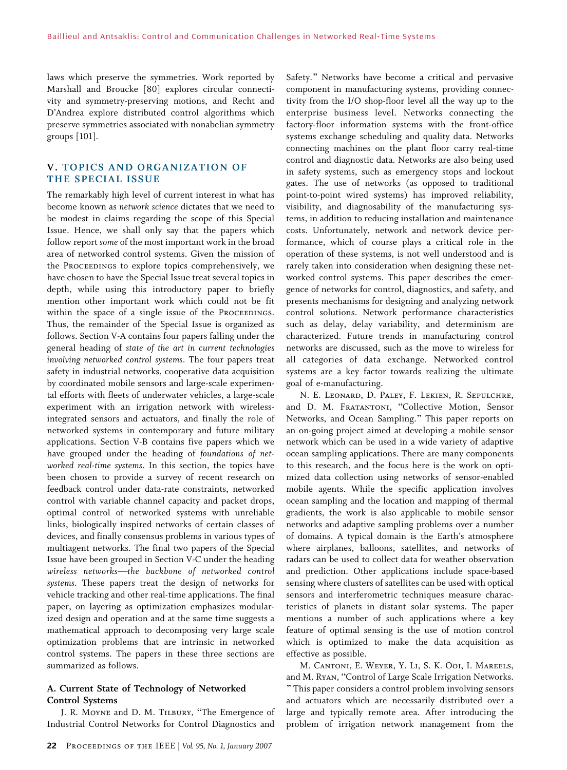laws which preserve the symmetries. Work reported by Marshall and Broucke [80] explores circular connectivity and symmetry-preserving motions, and Recht and D'Andrea explore distributed control algorithms which preserve symmetries associated with nonabelian symmetry groups [101].

## V. TOPICS AND ORGANIZATION OF THE SPECIAL ISSUE

The remarkably high level of current interest in what has become known as *network science* dictates that we need to be modest in claims regarding the scope of this Special Issue. Hence, we shall only say that the papers which follow report *some* of the most important work in the broad area of networked control systems. Given the mission of the Proceedings to explore topics comprehensively, we have chosen to have the Special Issue treat several topics in depth, while using this introductory paper to briefly mention other important work which could not be fit within the space of a single issue of the Proceedings. Thus, the remainder of the Special Issue is organized as follows. Section V-A contains four papers falling under the general heading of *state of the art in current technologies involving networked control systems*. The four papers treat safety in industrial networks, cooperative data acquisition by coordinated mobile sensors and large-scale experimental efforts with fleets of underwater vehicles, a large-scale experiment with an irrigation network with wireless-integrated sensors and actuators, and finally the role of networked systems in contemporary and future military applications. Section V-B contains five papers which we have grouped under the heading of *foundations of networked real-time systems*. In this section, the topics have been chosen to provide a survey of recent research on feedback control under data-rate constraints, networked control with variable channel capacity and packet drops, optimal control of networked systems with unreliable links, biologically inspired networks of certain classes of devices, and finally consensus problems in various types of multiagent networks. The final two papers of the Special Issue have been grouped in Section V-C under the heading *wireless networks—the backbone of networked control systems*. These papers treat the design of networks for vehicle tracking and other real-time applications. The final paper, on layering as optimization emphasizes modularized design and operation and at the same time suggests a mathematical approach to decomposing very large scale optimization problems that are intrinsic in networked control systems. The papers in these three sections are summarized as follows.

### A. Current State of Technology of Networked Control Systems

J. R. Moyne and D. M. Tilbury, "The Emergence of Industrial Control Networks for Control Diagnostics and Safety." Networks have become a critical and pervasive component in manufacturing systems, providing connectivity from the I/O shop-floor level all the way up to the enterprise business level. Networks connecting the factory-floor information systems with the front-office systems exchange scheduling and quality data. Networks connecting machines on the plant floor carry real-time control and diagnostic data. Networks are also being used in safety systems, such as emergency stops and lockout gates. The use of networks (as opposed to traditional point-to-point wired systems) has improved reliability, visibility, and diagnosability of the manufacturing systems, in addition to reducing installation and maintenance costs. Unfortunately, network and network device performance, which of course plays a critical role in the operation of these systems, is not well understood and is rarely taken into consideration when designing these networked control systems. This paper describes the emergence of networks for control, diagnostics, and safety, and presents mechanisms for designing and analyzing network control solutions. Network performance characteristics such as delay, delay variability, and determinism are characterized. Future trends in manufacturing control networks are discussed, such as the move to wireless for all categories of data exchange. Networked control systems are a key factor towards realizing the ultimate goal of e-manufacturing.

N. E. Leonard, D. Paley, F. Lekien, R. Sepulchre, and D. M. Fratantoni, "Collective Motion, Sensor Networks, and Ocean Sampling." This paper reports on an on-going project aimed at developing a mobile sensor network which can be used in a wide variety of adaptive ocean sampling applications. There are many components to this research, and the focus here is the work on optimized data collection using networks of sensor-enabled mobile agents. While the specific application involves ocean sampling and the location and mapping of thermal gradients, the work is also applicable to mobile sensor networks and adaptive sampling problems over a number of domains. A typical domain is the Earth's atmosphere where airplanes, balloons, satellites, and networks of radars can be used to collect data for weather observation and prediction. Other applications include space-based sensing where clusters of satellites can be used with optical sensors and interferometric techniques measure characteristics of planets in distant solar systems. The paper mentions a number of such applications where a key feature of optimal sensing is the use of motion control which is optimized to make the data acquisition as effective as possible.

M. Cantoni, E. Weyer, Y. Li, S. K. Ooi, I. Mareels, and M. Ryan, "Control of Large Scale Irrigation Networks." This paper considers a control problem involving sensors and actuators which are necessarily distributed over a large and typically remote area. After introducing the problem of irrigation network management from the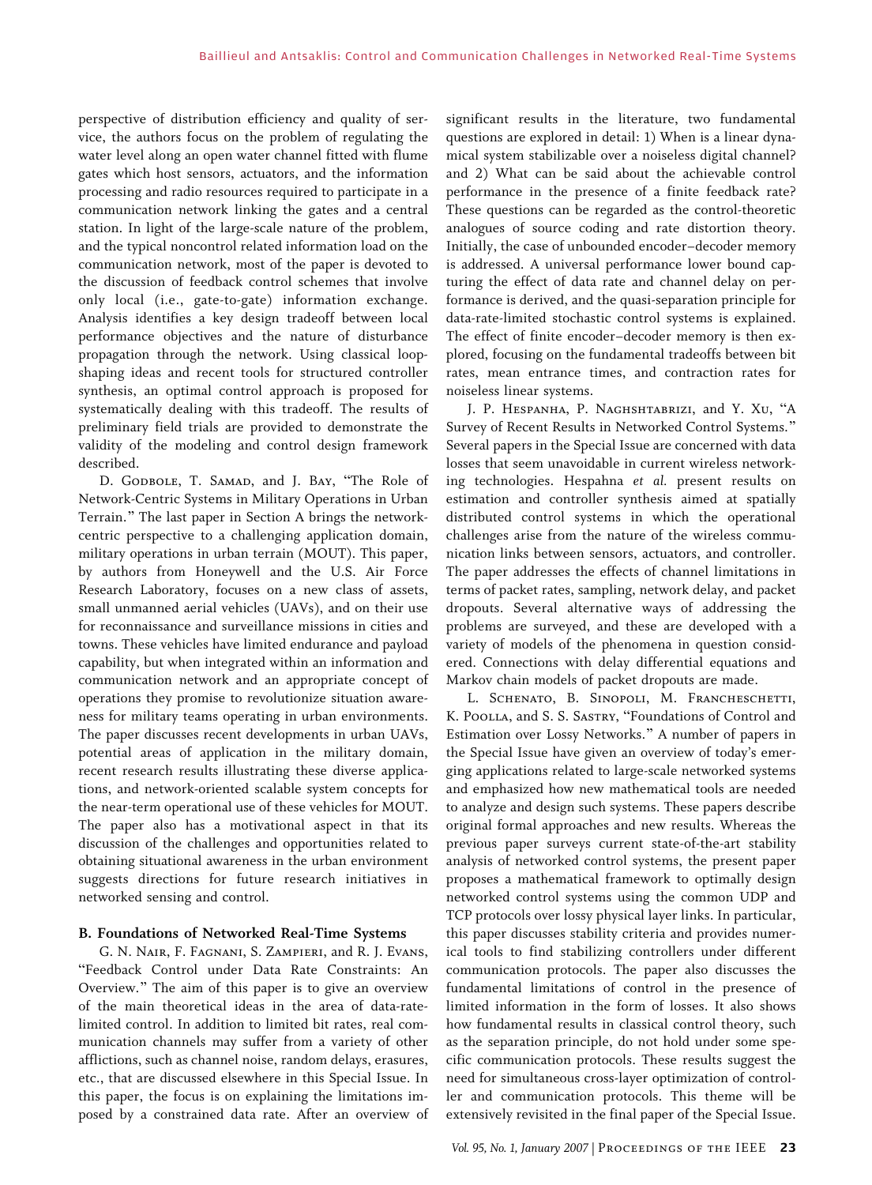perspective of distribution efficiency and quality of service, the authors focus on the problem of regulating the water level along an open water channel fitted with flume gates which host sensors, actuators, and the information processing and radio resources required to participate in a communication network linking the gates and a central station. In light of the large-scale nature of the problem, and the typical noncontrol related information load on the communication network, most of the paper is devoted to the discussion of feedback control schemes that involve only local (i.e., gate-to-gate) information exchange. Analysis identifies a key design tradeoff between local performance objectives and the nature of disturbance propagation through the network. Using classical loop-shaping ideas and recent tools for structured controller synthesis, an optimal control approach is proposed for systematically dealing with this tradeoff. The results of preliminary field trials are provided to demonstrate the validity of the modeling and control design framework described.

D. Godbole, T. Samad, and J. Bay, "The Role of Network-Centric Systems in Military Operations in Urban Terrain." The last paper in Section A brings the network-centric perspective to a challenging application domain, military operations in urban terrain (MOUT). This paper, by authors from Honeywell and the U.S. Air Force Research Laboratory, focuses on a new class of assets, small unmanned aerial vehicles (UAVs), and on their use for reconnaissance and surveillance missions in cities and towns. These vehicles have limited endurance and payload capability, but when integrated within an information and communication network and an appropriate concept of operations they promise to revolutionize situation awareness for military teams operating in urban environments. The paper discusses recent developments in urban UAVs, potential areas of application in the military domain, recent research results illustrating these diverse applications, and network-oriented scalable system concepts for the near-term operational use of these vehicles for MOUT. The paper also has a motivational aspect in that its discussion of the challenges and opportunities related to obtaining situational awareness in the urban environment suggests directions for future research initiatives in networked sensing and control.

**B. Foundations of Networked Real-Time Systems**

G. N. Nair, F. Fagnani, S. Zampieri, and R. J. Evans, "Feedback Control under Data Rate Constraints: An Overview." The aim of this paper is to give an overview of the main theoretical ideas in the area of data-rate-limited control. In addition to limited bit rates, real communication channels may suffer from a variety of other afflictions, such as channel noise, random delays, erasures, etc., that are discussed elsewhere in this Special Issue. In this paper, the focus is on explaining the limitations imposed by a constrained data rate. After an overview of significant results in the literature, two fundamental questions are explored in detail: 1) When is a linear dynamical system stabilizable over a noiseless digital channel? and 2) What can be said about the achievable control performance in the presence of a finite feedback rate? These questions can be regarded as the control-theoretic analogues of source coding and rate distortion theory. Initially, the case of unbounded encoder–decoder memory is addressed. A universal performance lower bound capturing the effect of data rate and channel delay on performance is derived, and the quasi-separation principle for data-rate-limited stochastic control systems is explained. The effect of finite encoder–decoder memory is then explored, focusing on the fundamental tradeoffs between bit rates, mean entrance times, and contraction rates for noiseless linear systems.

J. P. Hespanha, P. Naghshtabrizi, and Y. Xu, "A Survey of Recent Results in Networked Control Systems." Several papers in the Special Issue are concerned with data losses that seem unavoidable in current wireless networking technologies. Hespahna *et al.* present results on estimation and controller synthesis aimed at spatially distributed control systems in which the operational challenges arise from the nature of the wireless communication links between sensors, actuators, and controller. The paper addresses the effects of channel limitations in terms of packet rates, sampling, network delay, and packet dropouts. Several alternative ways of addressing the problems are surveyed, and these are developed with a variety of models of the phenomena in question considered. Connections with delay differential equations and Markov chain models of packet dropouts are made.

L. Schenato, B. Sinopoli, M. Francheschetti, K. Poolla, and S. S. Sastry, "Foundations of Control and Estimation over Lossy Networks." A number of papers in the Special Issue have given an overview of today's emerging applications related to large-scale networked systems and emphasized how new mathematical tools are needed to analyze and design such systems. These papers describe original formal approaches and new results. Whereas the previous paper surveys current state-of-the-art stability analysis of networked control systems, the present paper proposes a mathematical framework to optimally design networked control systems using the common UDP and TCP protocols over lossy physical layer links. In particular, this paper discusses stability criteria and provides numerical tools to find stabilizing controllers under different communication protocols. The paper also discusses the fundamental limitations of control in the presence of limited information in the form of losses. It also shows how fundamental results in classical control theory, such as the separation principle, do not hold under some specific communication protocols. These results suggest the need for simultaneous cross-layer optimization of controller and communication protocols. This theme will be extensively revisited in the final paper of the Special Issue.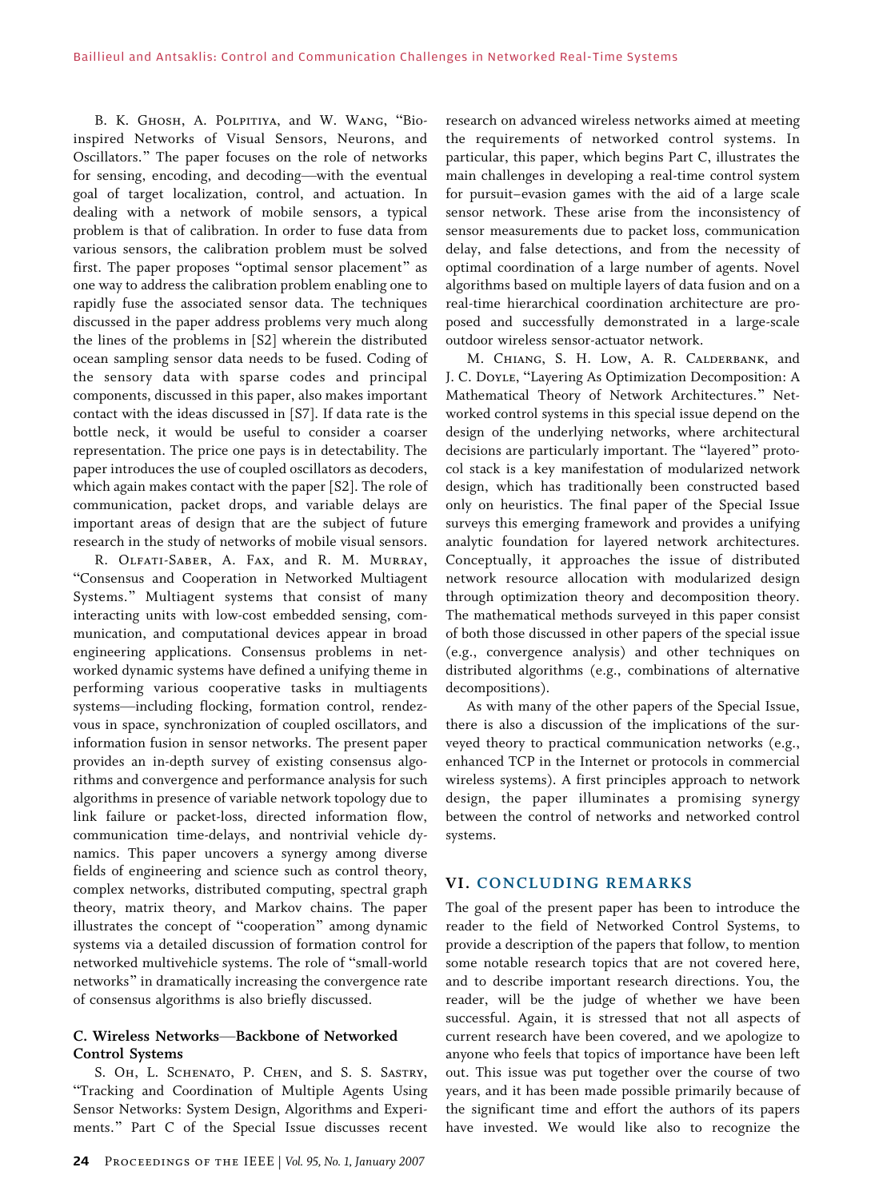B. K. Ghosh, A. Polpitiya, and W. Wang, "Bio-inspired Networks of Visual Sensors, Neurons, and Oscillators." The paper focuses on the role of networks for sensing, encoding, and decoding—with the eventual goal of target localization, control, and actuation. In dealing with a network of mobile sensors, a typical problem is that of calibration. In order to fuse data from various sensors, the calibration problem must be solved first. The paper proposes "optimal sensor placement" as one way to address the calibration problem enabling one to rapidly fuse the associated sensor data. The techniques discussed in the paper address problems very much along the lines of the problems in [S2] wherein the distributed ocean sampling sensor data needs to be fused. Coding of the sensory data with sparse codes and principal components, discussed in this paper, also makes important contact with the ideas discussed in [S7]. If data rate is the bottle neck, it would be useful to consider a coarser representation. The price one pays is in detectability. The paper introduces the use of coupled oscillators as decoders, which again makes contact with the paper [S2]. The role of communication, packet drops, and variable delays are important areas of design that are the subject of future research in the study of networks of mobile visual sensors.

R. Olfati-Saber, A. Fax, and R. M. Murray, "Consensus and Cooperation in Networked Multiagent Systems." Multiagent systems that consist of many interacting units with low-cost embedded sensing, communication, and computational devices appear in broad engineering applications. Consensus problems in networked dynamic systems have defined a unifying theme in performing various cooperative tasks in multiagents systems—including flocking, formation control, rendezvous in space, synchronization of coupled oscillators, and information fusion in sensor networks. The present paper provides an in-depth survey of existing consensus algorithms and convergence and performance analysis for such algorithms in presence of variable network topology due to link failure or packet-loss, directed information flow, communication time-delays, and nontrivial vehicle dynamics. This paper uncovers a synergy among diverse fields of engineering and science such as control theory, complex networks, distributed computing, spectral graph theory, matrix theory, and Markov chains. The paper illustrates the concept of "cooperation" among dynamic systems via a detailed discussion of formation control for networked multivehicle systems. The role of "small-world networks" in dramatically increasing the convergence rate of consensus algorithms is also briefly discussed.

### C. Wireless Networks—Backbone of Networked Control Systems

S. Oh, L. Schenato, P. Chen, and S. S. Sastry, "Tracking and Coordination of Multiple Agents Using Sensor Networks: System Design, Algorithms and Experiments." Part C of the Special Issue discusses recent research on advanced wireless networks aimed at meeting the requirements of networked control systems. In particular, this paper, which begins Part C, illustrates the main challenges in developing a real-time control system for pursuit–evasion games with the aid of a large scale sensor network. These arise from the inconsistency of sensor measurements due to packet loss, communication delay, and false detections, and from the necessity of optimal coordination of a large number of agents. Novel algorithms based on multiple layers of data fusion and on a real-time hierarchical coordination architecture are proposed and successfully demonstrated in a large-scale outdoor wireless sensor-actuator network.

M. Chiang, S. H. Low, A. R. Calderbank, and J. C. Doyle, "Layering As Optimization Decomposition: A Mathematical Theory of Network Architectures." Networked control systems in this special issue depend on the design of the underlying networks, where architectural decisions are particularly important. The "layered" protocol stack is a key manifestation of modularized network design, which has traditionally been constructed based only on heuristics. The final paper of the Special Issue surveys this emerging framework and provides a unifying analytic foundation for layered network architectures. Conceptually, it approaches the issue of distributed network resource allocation with modularized design through optimization theory and decomposition theory. The mathematical methods surveyed in this paper consist of both those discussed in other papers of the special issue (e.g., convergence analysis) and other techniques on distributed algorithms (e.g., combinations of alternative decompositions).

As with many of the other papers of the Special Issue, there is also a discussion of the implications of the surveyed theory to practical communication networks (e.g., enhanced TCP in the Internet or protocols in commercial wireless systems). A first principles approach to network design, the paper illuminates a promising synergy between the control of networks and networked control systems.

## VI. CONCLUDING REMARKS

The goal of the present paper has been to introduce the reader to the field of Networked Control Systems, to provide a description of the papers that follow, to mention some notable research topics that are not covered here, and to describe important research directions. You, the reader, will be the judge of whether we have been successful. Again, it is stressed that not all aspects of current research have been covered, and we apologize to anyone who feels that topics of importance have been left out. This issue was put together over the course of two years, and it has been made possible primarily because of the significant time and effort the authors of its papers have invested. We would like also to recognize the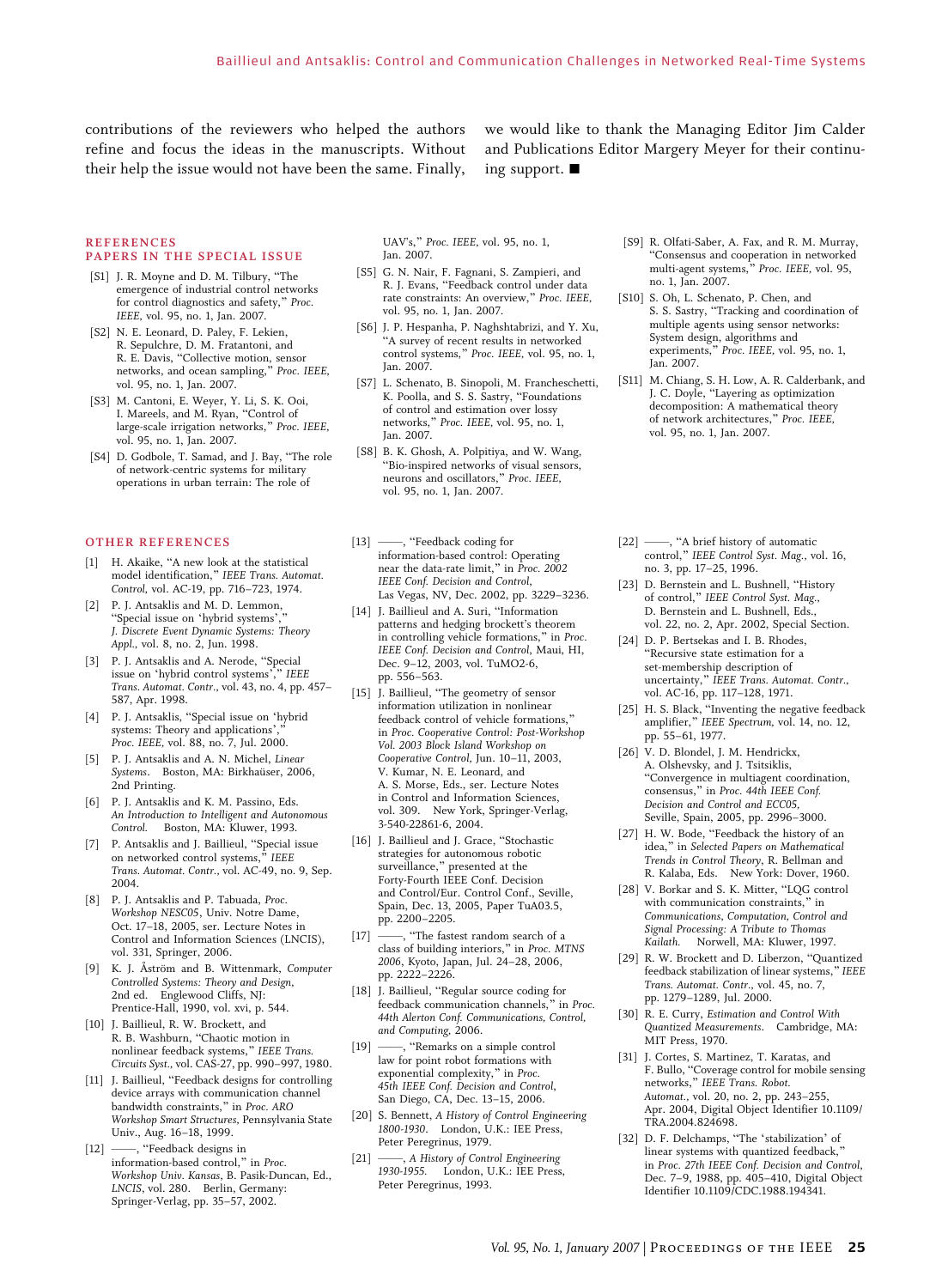contributions of the reviewers who helped the authors refine and focus the ideas in the manuscripts. Without their help the issue would not have been the same. Finally, we would like to thank the Managing Editor Jim Calder and Publications Editor Margery Meyer for their continuing support. ■

## REFERENCES

### PAPERS IN THE SPECIAL ISSUE

[S1] J. R. Moyne and D. M. Tilbury, "The emergence of industrial control networks for control diagnostics and safety," *Proc. IEEE*, vol. 95, no. 1, Jan. 2007.

[S2] N. E. Leonard, D. Paley, F. Lekien, R. Sepulchre, D. M. Fratantoni, and R. E. Davis, "Collective motion, sensor networks, and ocean sampling," *Proc. IEEE*, vol. 95, no. 1, Jan. 2007.

[S3] M. Cantoni, E. Weyer, Y. Li, S. K. Ooi, I. Mareels, and M. Ryan, "Control of large-scale irrigation networks," *Proc. IEEE*, vol. 95, no. 1, Jan. 2007.

[S4] D. Godbole, T. Samad, and J. Bay, "The role of network-centric systems for military operations in urban terrain: The role of UAV's," *Proc. IEEE*, vol. 95, no. 1, Jan. 2007.

[S5] G. N. Nair, F. Fagnani, S. Zampieri, and R. J. Evans, "Feedback control under data rate constraints: An overview," *Proc. IEEE*, vol. 95, no. 1, Jan. 2007.

[S6] J. P. Hespanha, P. Naghshtabrizi, and Y. Xu, "A survey of recent results in networked control systems," *Proc. IEEE*, vol. 95, no. 1, Jan. 2007.

[S7] L. Schenato, B. Sinopoli, M. Franceschetti, K. Poolla, and S. S. Sastry, "Foundations of control and estimation over lossy networks," *Proc. IEEE*, vol. 95, no. 1, Jan. 2007.

[S8] B. K. Ghosh, A. Polpitiya, and W. Wang, "Bio-inspired networks of visual sensors, neurons and oscillators," *Proc. IEEE*, vol. 95, no. 1, Jan. 2007.

[S9] R. Olfati-Saber, A. Fax, and R. M. Murray, "Consensus and cooperation in networked multi-agent systems," *Proc. IEEE*, vol. 95, no. 1, Jan. 2007.

[S10] S. Oh, L. Schenato, P. Chen, and S. S. Sastry, "Tracking and coordination of multiple agents using sensor networks: System design, algorithms and experiments," *Proc. IEEE*, vol. 95, no. 1, Jan. 2007.

[S11] M. Chiang, S. H. Low, A. R. Calderbank, and J. C. Doyle, "Layering as optimization decomposition: A mathematical theory of network architectures," *Proc. IEEE*, vol. 95, no. 1, Jan. 2007.

### OTHER REFERENCES

[1] H. Akaike, "A new look at the statistical model identification," *IEEE Trans. Automat. Control*, vol. AC-19, pp. 716–723, 1974.

[2] P. J. Antsaklis and M. D. Lemmon, "Special issue on 'hybrid systems'," *J. Discrete Event Dynamic Systems: Theory Appl.*, vol. 8, no. 2, Jun. 1998.

[3] P. J. Antsaklis and A. Nerode, "Special issue on 'hybrid control systems'," *IEEE Trans. Automat. Contr.*, vol. 43, no. 4, pp. 457–587, Apr. 1998.

[4] P. J. Antsaklis, "Special issue on 'hybrid systems: Theory and applications'," *Proc. IEEE*, vol. 88, no. 7, Jul. 2000.

[5] P. J. Antsaklis and A. N. Michel, *Linear Systems*. Boston, MA: Birkhaüser, 2006, 2nd Printing.

[6] P. J. Antsaklis and K. M. Passino, Eds. *An Introduction to Intelligent and Autonomous Control*. Boston, MA: Kluwer, 1993.

[7] P. Antsaklis and J. Baillieul, "Special issue on networked control systems," *IEEE Trans. Automat. Contr.*, vol. AC-49, no. 9, Sep. 2004.

[8] P. J. Antsaklis and P. Tabuada, *Proc. Workshop NESC05*, Univ. Notre Dame, Oct. 17–18, 2005, ser. Lecture Notes in Control and Information Sciences (LNCIS), vol. 331, Springer, 2006.

[9] K. J. Åström and B. Wittenmark, *Computer Controlled Systems: Theory and Design*, 2nd ed. Englewood Cliffs, NJ: Prentice-Hall, 1990, vol. xvi, p. 544.

[10] J. Baillieul, R. W. Brockett, and R. B. Washburn, "Chaotic motion in nonlinear feedback systems," *IEEE Trans. Circuits Syst.*, vol. CAS-27, pp. 990–997, 1980.

[11] J. Baillieul, "Feedback designs for controlling device arrays with communication channel bandwidth constraints," in *Proc. ARO Workshop Smart Structures*, Pennsylvania State Univ., Aug. 16–18, 1999.

[12] ——, "Feedback designs in information-based control," in *Proc. Workshop Univ. Kansas*, B. Pasik-Duncan, Ed., *LNCIS*, vol. 280. Berlin, Germany: Springer-Verlag, pp. 35–57, 2002.

[13] ——, "Feedback coding for information-based control: Operating near the data-rate limit," in *Proc. 2002 IEEE Conf. Decision and Control*, Las Vegas, NV, Dec. 2002, pp. 3229–3236.

[14] J. Baillieul and A. Suri, "Information patterns and hedging brockett's theorem in controlling vehicle formations," in *Proc. IEEE Conf. Decision and Control*, Maui, HI, Dec. 9–12, 2003, vol. TuMO2-6, pp. 556–563.

[15] J. Baillieul, "The geometry of sensor information utilization in nonlinear feedback control of vehicle formations," in *Proc. Cooperative Control: Post-Workshop Vol. 2003 Block Island Workshop on Cooperative Control*, Jun. 10–11, 2003, V. Kumar, N. E. Leonard, and A. S. Morse, Eds., ser. Lecture Notes in Control and Information Sciences, vol. 309. New York, Springer-Verlag, 3-540-22861-6, 2004.

[16] J. Baillieul and J. Grace, "Stochastic strategies for autonomous robotic surveillance," presented at the Forty-Fourth IEEE Conf. Decision and Control/Eur. Control Conf., Seville, Spain, Dec. 13, 2005, Paper TuA03.5, pp. 2200–2205.

[17] ——, "The fastest random search of a class of building interiors," in *Proc. MTNS 2006*, Kyoto, Japan, Jul. 24–28, 2006, pp. 2222–2226.

[18] J. Baillieul, "Regular source coding for feedback communication channels," in *Proc. 44th Alerton Conf. Communications, Control, and Computing*, 2006.

[19] ——, "Remarks on a simple control law for point robot formations with exponential complexity," in *Proc. 45th IEEE Conf. Decision and Control*, San Diego, CA, Dec. 13–15, 2006.

[20] S. Bennett, *A History of Control Engineering 1800-1930*. London, U.K.: IEE Press, Peter Peregrinus, 1979.

[21] ——, *A History of Control Engineering 1930-1955*. London, U.K.: IEE Press, Peter Peregrinus, 1993.

[22] ——, "A brief history of automatic control," *IEEE Control Syst. Mag.*, vol. 16, no. 3, pp. 17–25, 1996.

[23] D. Bernstein and L. Bushnell, "History of control," *IEEE Control Syst. Mag.*, D. Bernstein and L. Bushnell, Eds., vol. 22, no. 2, Apr. 2002, Special Section.

[24] D. P. Bertsekas and I. B. Rhodes, "Recursive state estimation for a set-membership description of uncertainty," *IEEE Trans. Automat. Contr.*, vol. AC-16, pp. 117–128, 1971.

[25] H. S. Black, "Inventing the negative feedback amplifier," *IEEE Spectrum*, vol. 14, no. 12, pp. 55–61, 1977.

[26] V. D. Blondel, J. M. Hendrickx, A. Olshevsky, and J. Tsitsiklis, "Convergence in multiagent coordination, consensus," in *Proc. 44th IEEE Conf. Decision and Control and ECC05*, Seville, Spain, 2005, pp. 2996–3000.

[27] H. W. Bode, "Feedback the history of an idea," in *Selected Papers on Mathematical Trends in Control Theory*, R. Bellman and R. Kalaba, Eds. New York: Dover, 1960.

[28] V. Borkar and S. K. Mitter, "LQG control with communication constraints," in *Communications, Computation, Control and Signal Processing: A Tribute to Thomas Kailath*. Norwell, MA: Kluwer, 1997.

[29] R. W. Brockett and D. Liberzon, "Quantized feedback stabilization of linear systems," *IEEE Trans. Automat. Contr.*, vol. 45, no. 7, pp. 1279–1289, Jul. 2000.

[30] R. E. Curry, *Estimation and Control With Quantized Measurements*. Cambridge, MA: MIT Press, 1970.

[31] J. Cortes, S. Martinez, T. Karatas, and F. Bullo, "Coverage control for mobile sensing networks," *IEEE Trans. Robot. Automat.*, vol. 20, no. 2, pp. 243–255, Apr. 2004, Digital Object Identifier 10.1109/TRA.2004.824698.

[32] D. F. Delchamps, "The 'stabilization' of linear systems with quantized feedback," in *Proc. 27th IEEE Conf. Decision and Control*, Dec. 7–9, 1988, pp. 405–410, Digital Object Identifier 10.1109/CDC.1988.194341.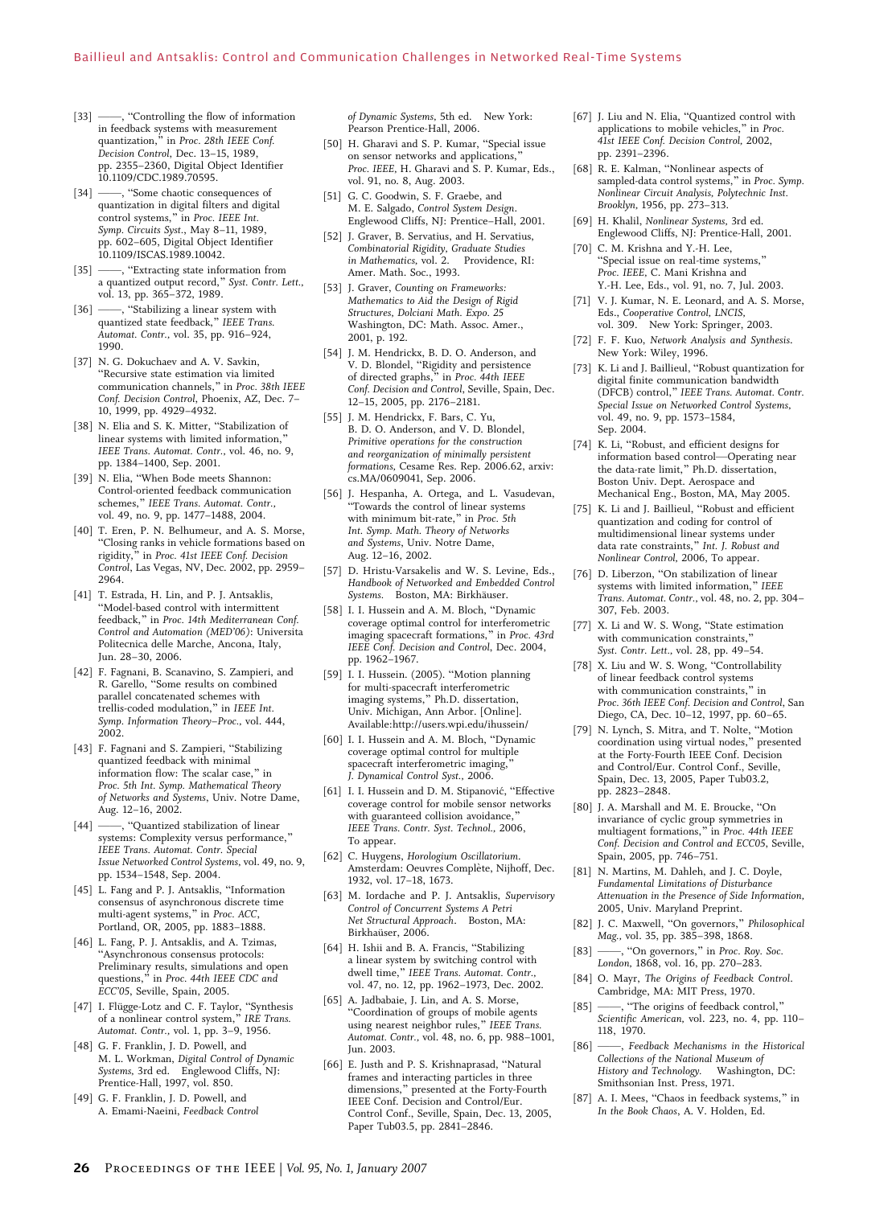[33] ——, "Controlling the flow of information in feedback systems with measurement quantization," in *Proc. 28th IEEE Conf. Decision Control*, Dec. 13–15, 1989, pp. 2355–2360, Digital Object Identifier 10.1109/CDC.1989.70595.

[34] ——, "Some chaotic consequences of quantization in digital filters and digital control systems," in *Proc. IEEE Int. Symp. Circuits Syst.*, May 8–11, 1989, pp. 602–605, Digital Object Identifier 10.1109/ISCAS.1989.10042.

[35] ——, "Extracting state information from a quantized output record," *Syst. Contr. Lett.*, vol. 13, pp. 365–372, 1989.

[36] ——, "Stabilizing a linear system with quantized state feedback," *IEEE Trans. Automat. Contr.*, vol. 35, pp. 916–924, 1990.

[37] N. G. Dokuchaev and A. V. Savkin, "Recursive state estimation via limited communication channels," in *Proc. 38th IEEE Conf. Decision Control*, Phoenix, AZ, Dec. 7–10, 1999, pp. 4929–4932.

[38] N. Elia and S. K. Mitter, "Stabilization of linear systems with limited information," *IEEE Trans. Automat. Contr.*, vol. 46, no. 9, pp. 1384–1400, Sep. 2001.

[39] N. Elia, "When Bode meets Shannon: Control-oriented feedback communication schemes," *IEEE Trans. Automat. Contr.*, vol. 49, no. 9, pp. 1477–1488, 2004.

[40] T. Eren, P. N. Belhumeur, and A. S. Morse, "Closing ranks in vehicle formations based on rigidity," in *Proc. 41st IEEE Conf. Decision Control*, Las Vegas, NV, Dec. 2002, pp. 2959–2964.

[41] T. Estrada, H. Lin, and P. J. Antsaklis, "Model-based control with intermittent feedback," in *Proc. 14th Mediterranean Conf. Control and Automation (MED'06)*: Universita Politecnica delle Marche, Ancona, Italy, Jun. 28–30, 2006.

[42] F. Fagnani, B. Scanavino, S. Zampieri, and R. Garello, "Some results on combined parallel concatenated schemes with trellis-coded modulation," in *IEEE Int. Symp. Information Theory–Proc.*, vol. 444, 2002.

[43] F. Fagnani and S. Zampieri, "Stabilizing quantized feedback with minimal information flow: The scalar case," in *Proc. 5th Int. Symp. Mathematical Theory of Networks and Systems*, Univ. Notre Dame, Aug. 12–16, 2002.

[44] ——, "Quantized stabilization of linear systems: Complexity versus performance," *IEEE Trans. Automat. Contr. Special Issue Networked Control Systems*, vol. 49, no. 9, pp. 1534–1548, Sep. 2004.

[45] L. Fang and P. J. Antsaklis, "Information consensus of asynchronous discrete time multi-agent systems," in *Proc. ACC*, Portland, OR, 2005, pp. 1883–1888.

[46] L. Fang, P. J. Antsaklis, and A. Tzimas, "Asynchronous consensus protocols: Preliminary results, simulations and open questions," in *Proc. 44th IEEE CDC and ECC'05*, Seville, Spain, 2005.

[47] I. Flügge-Lotz and C. F. Taylor, "Synthesis of a nonlinear control system," *IRE Trans. Automat. Contr.*, vol. 1, pp. 3–9, 1956.

[48] G. F. Franklin, J. D. Powell, and M. L. Workman, *Digital Control of Dynamic Systems*, 3rd ed. Englewood Cliffs, NJ: Prentice-Hall, 1997, vol. 850.

[49] G. F. Franklin, J. D. Powell, and A. Emami-Naeini, *Feedback Control of Dynamic Systems*, 5th ed. New York: Pearson Prentice-Hall, 2006.

[50] H. Gharavi and S. P. Kumar, "Special issue on sensor networks and applications," *Proc. IEEE*, H. Gharavi and S. P. Kumar, Eds., vol. 91, no. 8, Aug. 2003.

[51] G. C. Goodwin, S. F. Graebe, and M. E. Salgado, *Control System Design*. Englewood Cliffs, NJ: Prentice–Hall, 2001.

[52] J. Graver, B. Servatius, and H. Servatius, *Combinatorial Rigidity, Graduate Studies in Mathematics*, vol. 2. Providence, RI: Amer. Math. Soc., 1993.

[53] J. Graver, *Counting on Frameworks: Mathematics to Aid the Design of Rigid Structures, Dolciani Math. Expo. 25* Washington, DC: Math. Assoc. Amer., 2001, p. 192.

[54] J. M. Hendrickx, B. D. O. Anderson, and V. D. Blondel, "Rigidity and persistence of directed graphs," in *Proc. 44th IEEE Conf. Decision and Control*, Seville, Spain, Dec. 12–15, 2005, pp. 2176–2181.

[55] J. M. Hendrickx, F. Bars, C. Yu, B. D. O. Anderson, and V. D. Blondel, *Primitive operations for the construction and reorganization of minimally persistent formations*, Cesame Res. Rep. 2006.62, arxiv: cs.MA/0609041, Sep. 2006.

[56] J. Hespanha, A. Ortega, and L. Vasudevan, "Towards the control of linear systems with minimum bit-rate," in *Proc. 5th Int. Symp. Math. Theory of Networks and Systems*, Univ. Notre Dame, Aug. 12–16, 2002.

[57] D. Hristu-Varsakelis and W. S. Levine, Eds., *Handbook of Networked and Embedded Control Systems*. Boston, MA: Birkhäuser.

[58] I. I. Hussein and A. M. Bloch, "Dynamic coverage optimal control for interferometric imaging spacecraft formations," in *Proc. 43rd IEEE Conf. Decision and Control*, Dec. 2004, pp. 1962–1967.

[59] I. I. Hussein. (2005). "Motion planning for multi-spacecraft interferometric imaging systems," Ph.D. dissertation, Univ. Michigan, Ann Arbor. [Online]. Available:http://users.wpi.edu/ihussein/

[60] I. I. Hussein and A. M. Bloch, "Dynamic coverage optimal control for multiple spacecraft interferometric imaging," *J. Dynamical Control Syst.*, 2006.

[61] I. I. Hussein and D. M. Stipanović, "Effective coverage control for mobile sensor networks with guaranteed collision avoidance," *IEEE Trans. Contr. Syst. Technol.*, 2006, To appear.

[62] C. Huygens, *Horologium Oscillatorium*. Amsterdam: Oeuvres Complète, Nijhoff, Dec. 1932, vol. 17–18, 1673.

[63] M. Iordache and P. J. Antsaklis, *Supervisory Control of Concurrent Systems A Petri Net Structural Approach*. Boston, MA: Birkhaüser, 2006.

[64] H. Ishii and B. A. Francis, "Stabilizing a linear system by switching control with dwell time," *IEEE Trans. Automat. Contr.*, vol. 47, no. 12, pp. 1962–1973, Dec. 2002.

[65] A. Jadbabaie, J. Lin, and A. S. Morse, "Coordination of groups of mobile agents using nearest neighbor rules," *IEEE Trans. Automat. Contr.*, vol. 48, no. 6, pp. 988–1001, Jun. 2003.

[66] E. Justh and P. S. Krishnaprasad, "Natural frames and interacting particles in three dimensions," presented at the Forty-Fourth IEEE Conf. Decision and Control/Eur. Control Conf., Seville, Spain, Dec. 13, 2005, Paper Tub03.5, pp. 2841–2846.

[67] J. Liu and N. Elia, "Quantized control with applications to mobile vehicles," in *Proc. 41st IEEE Conf. Decision Control*, 2002, pp. 2391–2396.

[68] R. E. Kalman, "Nonlinear aspects of sampled-data control systems," in *Proc. Symp. Nonlinear Circuit Analysis, Polytechnic Inst. Brooklyn*, 1956, pp. 273–313.

[69] H. Khalil, *Nonlinear Systems*, 3rd ed. Englewood Cliffs, NJ: Prentice-Hall, 2001.

[70] C. M. Krishna and Y.-H. Lee, "Special issue on real-time systems," *Proc. IEEE*, C. Mani Krishna and Y.-H. Lee, Eds., vol. 91, no. 7, Jul. 2003.

[71] V. J. Kumar, N. E. Leonard, and A. S. Morse, Eds., *Cooperative Control, LNCIS*, vol. 309. New York: Springer, 2003.

[72] F. F. Kuo, *Network Analysis and Synthesis*. New York: Wiley, 1996.

[73] K. Li and J. Baillieul, "Robust quantization for digital finite communication bandwidth (DFCB) control," *IEEE Trans. Automat. Contr. Special Issue on Networked Control Systems*, vol. 49, no. 9, pp. 1573–1584, Sep. 2004.

[74] K. Li, "Robust, and efficient designs for information based control—Operating near the data-rate limit," Ph.D. dissertation, Boston Univ. Dept. Aerospace and Mechanical Eng., Boston, MA, May 2005.

[75] K. Li and J. Baillieul, "Robust and efficient quantization and coding for control of multidimensional linear systems under data rate constraints," *Int. J. Robust and Nonlinear Control*, 2006, To appear.

[76] D. Liberzon, "On stabilization of linear systems with limited information," *IEEE Trans. Automat. Contr.*, vol. 48, no. 2, pp. 304–307, Feb. 2003.

[77] X. Li and W. S. Wong, "State estimation with communication constraints," *Syst. Contr. Lett.*, vol. 28, pp. 49–54.

[78] X. Liu and W. S. Wong, "Controllability of linear feedback control systems with communication constraints," in *Proc. 36th IEEE Conf. Decision and Control*, San Diego, CA, Dec. 10–12, 1997, pp. 60–65.

[79] N. Lynch, S. Mitra, and T. Nolte, "Motion coordination using virtual nodes," presented at the Forty-Fourth IEEE Conf. Decision and Control/Eur. Control Conf., Seville, Spain, Dec. 13, 2005, Paper Tub03.2, pp. 2823–2848.

[80] J. A. Marshall and M. E. Broucke, "On invariance of cyclic group symmetries in multiagent formations," in *Proc. 44th IEEE Conf. Decision and Control and ECC05*, Seville, Spain, 2005, pp. 746–751.

[81] N. Martins, M. Dahleh, and J. C. Doyle, *Fundamental Limitations of Disturbance Attenuation in the Presence of Side Information*, 2005, Univ. Maryland Preprint.

[82] J. C. Maxwell, "On governors," *Philosophical Mag.*, vol. 35, pp. 385–398, 1868.

[83] ——, "On governors," in *Proc. Roy. Soc. London*, 1868, vol. 16, pp. 270–283.

[84] O. Mayr, *The Origins of Feedback Control*. Cambridge, MA: MIT Press, 1970.

[85] ——, "The origins of feedback control," *Scientific American*, vol. 223, no. 4, pp. 110–118, 1970.

[86] ——, *Feedback Mechanisms in the Historical Collections of the National Museum of History and Technology*. Washington, DC: Smithsonian Inst. Press, 1971.

[87] A. I. Mees, "Chaos in feedback systems," in *In the Book Chaos*, A. V. Holden, Ed.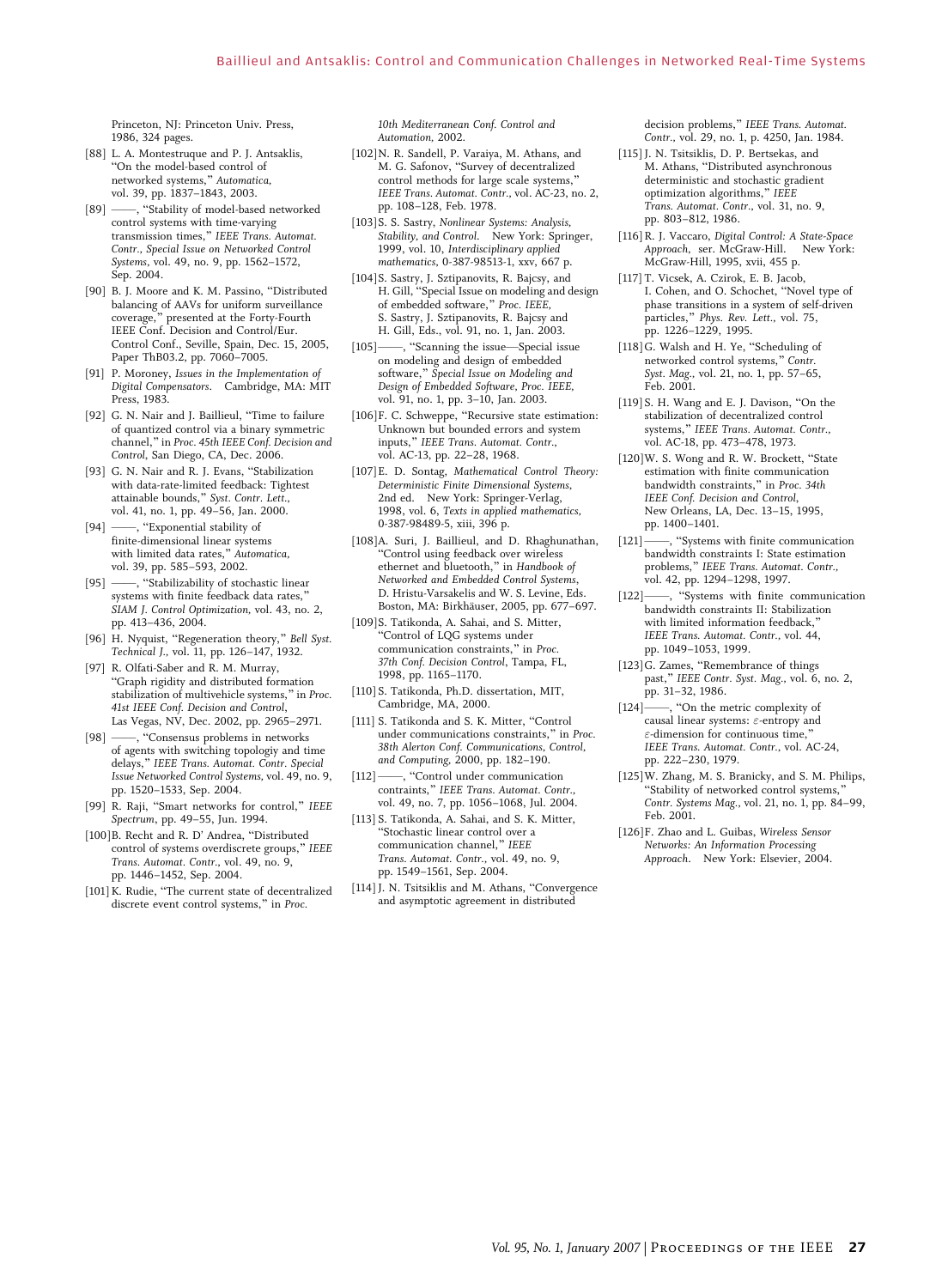Princeton, NJ: Princeton Univ. Press, 1986, 324 pages.

[88] L. A. Montestruque and P. J. Antsaklis, "On the model-based control of networked systems," *Automatica*, vol. 39, pp. 1837–1843, 2003.

[89] ——, "Stability of model-based networked control systems with time-varying transmission times," *IEEE Trans. Automat. Contr., Special Issue on Networked Control Systems*, vol. 49, no. 9, pp. 1562–1572, Sep. 2004.

[90] B. J. Moore and K. M. Passino, "Distributed balancing of AAVs for uniform surveillance coverage," presented at the Forty-Fourth IEEE Conf. Decision and Control/Eur. Control Conf., Seville, Spain, Dec. 15, 2005, Paper ThB03.2, pp. 7060–7005.

[91] P. Moroney, *Issues in the Implementation of Digital Compensators*. Cambridge, MA: MIT Press, 1983.

[92] G. N. Nair and J. Baillieul, "Time to failure of quantized control via a binary symmetric channel," in *Proc. 45th IEEE Conf. Decision and Control*, San Diego, CA, Dec. 2006.

[93] G. N. Nair and R. J. Evans, "Stabilization with data-rate-limited feedback: Tightest attainable bounds," *Syst. Contr. Lett.*, vol. 41, no. 1, pp. 49–56, Jan. 2000.

[94] ——, "Exponential stability of finite-dimensional linear systems with limited data rates," *Automatica*, vol. 39, pp. 585–593, 2002.

[95] ——, "Stabilizability of stochastic linear systems with finite feedback data rates," *SIAM J. Control Optimization*, vol. 43, no. 2, pp. 413–436, 2004.

[96] H. Nyquist, "Regeneration theory," *Bell Syst. Technical J.*, vol. 11, pp. 126–147, 1932.

[97] R. Olfati-Saber and R. M. Murray, "Graph rigidity and distributed formation stabilization of multivehicle systems," in *Proc. 41st IEEE Conf. Decision and Control*, Las Vegas, NV, Dec. 2002, pp. 2965–2971.

[98] ——, "Consensus problems in networks of agents with switching topologiy and time delays," *IEEE Trans. Automat. Contr. Special Issue Networked Control Systems*, vol. 49, no. 9, pp. 1520–1533, Sep. 2004.

[99] R. Raji, "Smart networks for control," *IEEE Spectrum*, pp. 49–55, Jun. 1994.

[100] B. Recht and R. D' Andrea, "Distributed control of systems overdiscrete groups," *IEEE Trans. Automat. Contr.*, vol. 49, no. 9, pp. 1446–1452, Sep. 2004.

[101] K. Rudie, "The current state of decentralized discrete event control systems," in *Proc. 10th Mediterranean Conf. Control and Automation*, 2002.

[102] N. R. Sandell, P. Varaiya, M. Athans, and M. G. Safonov, "Survey of decentralized control methods for large scale systems," *IEEE Trans. Automat. Contr.*, vol. AC-23, no. 2, pp. 108–128, Feb. 1978.

[103] S. S. Sastry, *Nonlinear Systems: Analysis, Stability, and Control*. New York: Springer, 1999, vol. 10, *Interdisciplinary applied mathematics*, 0-387-98513-1, xxv, 667 p.

[104] S. Sastry, J. Sztipanovits, R. Bajcsy, and H. Gill, "Special Issue on modeling and design of embedded software," *Proc. IEEE*, S. Sastry, J. Sztipanovits, R. Bajcsy and H. Gill, Eds., vol. 91, no. 1, Jan. 2003.

[105] ——, "Scanning the issue—Special issue on modeling and design of embedded software," *Special Issue on Modeling and Design of Embedded Software, Proc. IEEE*, vol. 91, no. 1, pp. 3–10, Jan. 2003.

[106] F. C. Schweppe, "Recursive state estimation: Unknown but bounded errors and system inputs," *IEEE Trans. Automat. Contr.*, vol. AC-13, pp. 22–28, 1968.

[107] E. D. Sontag, *Mathematical Control Theory: Deterministic Finite Dimensional Systems*, 2nd ed. New York: Springer-Verlag, 1998, vol. 6, *Texts in applied mathematics*, 0-387-98489-5, xiii, 396 p.

[108] A. Suri, J. Baillieul, and D. Rhaghunathan, "Control using feedback over wireless ethernet and bluetooth," in *Handbook of Networked and Embedded Control Systems*, D. Hristu-Varsakelis and W. S. Levine, Eds. Boston, MA: Birkhäuser, 2005, pp. 677–697.

[109] S. Tatikonda, A. Sahai, and S. Mitter, "Control of LQG systems under communication constraints," in *Proc. 37th Conf. Decision Control*, Tampa, FL, 1998, pp. 1165–1170.

[110] S. Tatikonda, Ph.D. dissertation, MIT, Cambridge, MA, 2000.

[111] S. Tatikonda and S. K. Mitter, "Control under communications constraints," in *Proc. 38th Alerton Conf. Communications, Control, and Computing*, 2000, pp. 182–190.

[112] ——, "Control under communication contraints," *IEEE Trans. Automat. Contr.*, vol. 49, no. 7, pp. 1056–1068, Jul. 2004.

[113] S. Tatikonda, A. Sahai, and S. K. Mitter, "Stochastic linear control over a communication channel," *IEEE Trans. Automat. Contr.*, vol. 49, no. 9, pp. 1549–1561, Sep. 2004.

[114] J. N. Tsitsiklis and M. Athans, "Convergence and asymptotic agreement in distributed decision problems," *IEEE Trans. Automat. Contr.*, vol. 29, no. 1, p. 4250, Jan. 1984.

[115] J. N. Tsitsiklis, D. P. Bertsekas, and M. Athans, "Distributed asynchronous deterministic and stochastic gradient optimization algorithms," *IEEE Trans. Automat. Contr.*, vol. 31, no. 9, pp. 803–812, 1986.

[116] R. J. Vaccaro, *Digital Control: A State-Space Approach*, ser. McGraw-Hill. New York: McGraw-Hill, 1995, xvii, 455 p.

[117] T. Vicsek, A. Czirok, E. B. Jacob, I. Cohen, and O. Schochet, "Novel type of phase transitions in a system of self-driven particles," *Phys. Rev. Lett.*, vol. 75, pp. 1226–1229, 1995.

[118] G. Walsh and H. Ye, "Scheduling of networked control systems," *Contr. Syst. Mag.*, vol. 21, no. 1, pp. 57–65, Feb. 2001.

[119] S. H. Wang and E. J. Davison, "On the stabilization of decentralized control systems," *IEEE Trans. Automat. Contr.*, vol. AC-18, pp. 473–478, 1973.

[120] W. S. Wong and R. W. Brockett, "State estimation with finite communication bandwidth constraints," in *Proc. 34th IEEE Conf. Decision and Control*, New Orleans, LA, Dec. 13–15, 1995, pp. 1400–1401.

[121] ——, "Systems with finite communication bandwidth constraints I: State estimation problems," *IEEE Trans. Automat. Contr.*, vol. 42, pp. 1294–1298, 1997.

[122] ——, "Systems with finite communication bandwidth constraints II: Stabilization with limited information feedback," *IEEE Trans. Automat. Contr.*, vol. 44, pp. 1049–1053, 1999.

[123] G. Zames, "Remembrance of things past," *IEEE Contr. Syst. Mag.*, vol. 6, no. 2, pp. 31–32, 1986.

[124] ——, "On the metric complexity of causal linear systems: $\varepsilon$-entropy and $\varepsilon$-dimension for continuous time," *IEEE Trans. Automat. Contr.*, vol. AC-24, pp. 222–230, 1979.

[125] W. Zhang, M. S. Branicky, and S. M. Philips, "Stability of networked control systems," *Contr. Systems Mag.*, vol. 21, no. 1, pp. 84–99, Feb. 2001.

[126] F. Zhao and L. Guibas, *Wireless Sensor Networks: An Information Processing Approach*. New York: Elsevier, 2004.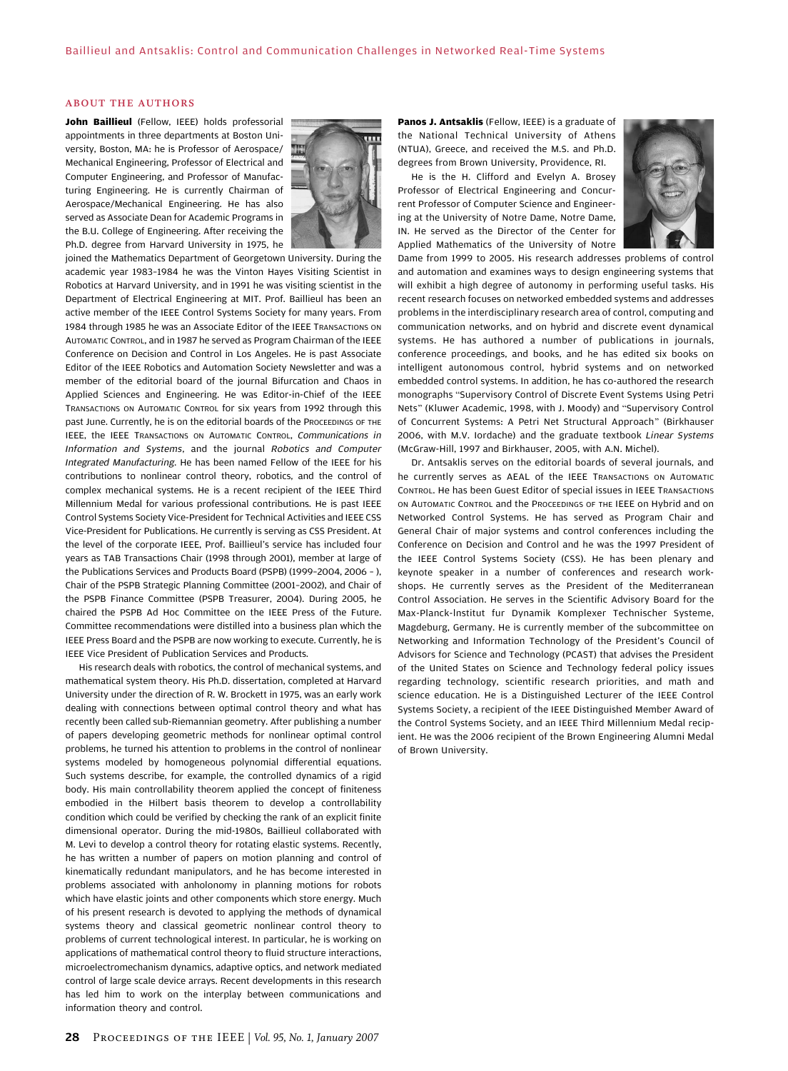## ABOUT THE AUTHORS

**John Baillieul** (Fellow, IEEE) holds professorial appointments in three departments at Boston University, Boston, MA: he is Professor of Aerospace/Mechanical Engineering, Professor of Electrical and Computer Engineering, and Professor of Manufacturing Engineering. He is currently Chairman of Aerospace/Mechanical Engineering. He has also served as Associate Dean for Academic Programs in the B.U. College of Engineering. After receiving the Ph.D. degree from Harvard University in 1975, he joined the Mathematics Department of Georgetown University. During the academic year 1983–1984 he was the Vinton Hayes Visiting Scientist in Robotics at Harvard University, and in 1991 he was visiting scientist in the Department of Electrical Engineering at MIT. Prof. Baillieul has been an active member of the IEEE Control Systems Society for many years. From 1984 through 1985 he was an Associate Editor of the IEEE TRANSACTIONS ON AUTOMATIC CONTROL, and in 1987 he served as Program Chairman of the IEEE Conference on Decision and Control in Los Angeles. He is past Associate Editor of the IEEE Robotics and Automation Society Newsletter and was a member of the editorial board of the journal Bifurcation and Chaos in Applied Sciences and Engineering. He was Editor-in-Chief of the IEEE TRANSACTIONS ON AUTOMATIC CONTROL for six years from 1992 through this past June. Currently, he is on the editorial boards of the PROCEEDINGS OF THE IEEE, the IEEE TRANSACTIONS ON AUTOMATIC CONTROL, *Communications in Information and Systems*, and the journal *Robotics and Computer Integrated Manufacturing*. He has been named Fellow of the IEEE for his contributions to nonlinear control theory, robotics, and the control of complex mechanical systems. He is a recent recipient of the IEEE Third Millennium Medal for various professional contributions. He is past IEEE Control Systems Society Vice-President for Technical Activities and IEEE CSS Vice-President for Publications. He currently is serving as CSS President. At the level of the corporate IEEE, Prof. Baillieul's service has included four years as TAB Transactions Chair (1998 through 2001), member at large of the Publications Services and Products Board (PSPB) (1999–2004, 2006 – ), Chair of the PSPB Strategic Planning Committee (2001–2002), and Chair of the PSPB Finance Committee (PSPB Treasurer, 2004). During 2005, he chaired the PSPB Ad Hoc Committee on the IEEE Press of the Future. Committee recommendations were distilled into a business plan which the IEEE Press Board and the PSPB are now working to execute. Currently, he is IEEE Vice President of Publication Services and Products.

His research deals with robotics, the control of mechanical systems, and mathematical system theory. His Ph.D. dissertation, completed at Harvard University under the direction of R. W. Brockett in 1975, was an early work dealing with connections between optimal control theory and what has recently been called sub-Riemannian geometry. After publishing a number of papers developing geometric methods for nonlinear optimal control problems, he turned his attention to problems in the control of nonlinear systems modeled by homogeneous polynomial differential equations. Such systems describe, for example, the controlled dynamics of a rigid body. His main controllability theorem applied the concept of finiteness embodied in the Hilbert basis theorem to develop a controllability condition which could be verified by checking the rank of an explicit finite dimensional operator. During the mid-1980s, Baillieul collaborated with M. Levi to develop a control theory for rotating elastic systems. Recently, he has written a number of papers on motion planning and control of kinematically redundant manipulators, and he has become interested in problems associated with anholonomy in planning motions for robots which have elastic joints and other components which store energy. Much of his present research is devoted to applying the methods of dynamical systems theory and classical geometric nonlinear control theory to problems of current technological interest. In particular, he is working on applications of mathematical control theory to fluid structure interactions, microelectromechanism dynamics, adaptive optics, and network mediated control of large scale device arrays. Recent developments in this research has led him to work on the interplay between communications and information theory and control.

**Panos J. Antsaklis** (Fellow, IEEE) is a graduate of the National Technical University of Athens (NTUA), Greece, and received the M.S. and Ph.D. degrees from Brown University, Providence, RI.

He is the H. Clifford and Evelyn A. Brosey Professor of Electrical Engineering and Concurrent Professor of Computer Science and Engineering at the University of Notre Dame, Notre Dame, IN. He served as the Director of the Center for Applied Mathematics of the University of Notre Dame from 1999 to 2005. His research addresses problems of control and automation and examines ways to design engineering systems that will exhibit a high degree of autonomy in performing useful tasks. His recent research focuses on networked embedded systems and addresses problems in the interdisciplinary research area of control, computing and communication networks, and on hybrid and discrete event dynamical systems. He has authored a number of publications in journals, conference proceedings, and books, and he has edited six books on intelligent autonomous control, hybrid systems and on networked embedded control systems. In addition, he has co-authored the research monographs "Supervisory Control of Discrete Event Systems Using Petri Nets" (Kluwer Academic, 1998, with J. Moody) and "Supervisory Control of Concurrent Systems: A Petri Net Structural Approach" (Birkhauser 2006, with M.V. Iordache) and the graduate textbook *Linear Systems* (McGraw-Hill, 1997 and Birkhauser, 2005, with A.N. Michel).

Dr. Antsaklis serves on the editorial boards of several journals, and he currently serves as AEAL of the IEEE TRANSACTIONS ON AUTOMATIC CONTROL. He has been Guest Editor of special issues in IEEE TRANSACTIONS ON AUTOMATIC CONTROL and the PROCEEDINGS OF THE IEEE on Hybrid and on Networked Control Systems. He has served as Program Chair and General Chair of major systems and control conferences including the Conference on Decision and Control and he was the 1997 President of the IEEE Control Systems Society (CSS). He has been plenary and keynote speaker in a number of conferences and research workshops. He currently serves as the President of the Mediterranean Control Association. He serves in the Scientific Advisory Board for the Max-Planck-Institut fur Dynamik Komplexer Technischer Systeme, Magdeburg, Germany. He is currently member of the subcommittee on Networking and Information Technology of the President's Council of Advisors for Science and Technology (PCAST) that advises the President of the United States on Science and Technology federal policy issues regarding technology, scientific research priorities, and math and science education. He is a Distinguished Lecturer of the IEEE Control Systems Society, a recipient of the IEEE Distinguished Member Award of the Control Systems Society, and an IEEE Third Millennium Medal recipient. He was the 2006 recipient of the Brown Engineering Alumni Medal of Brown University.